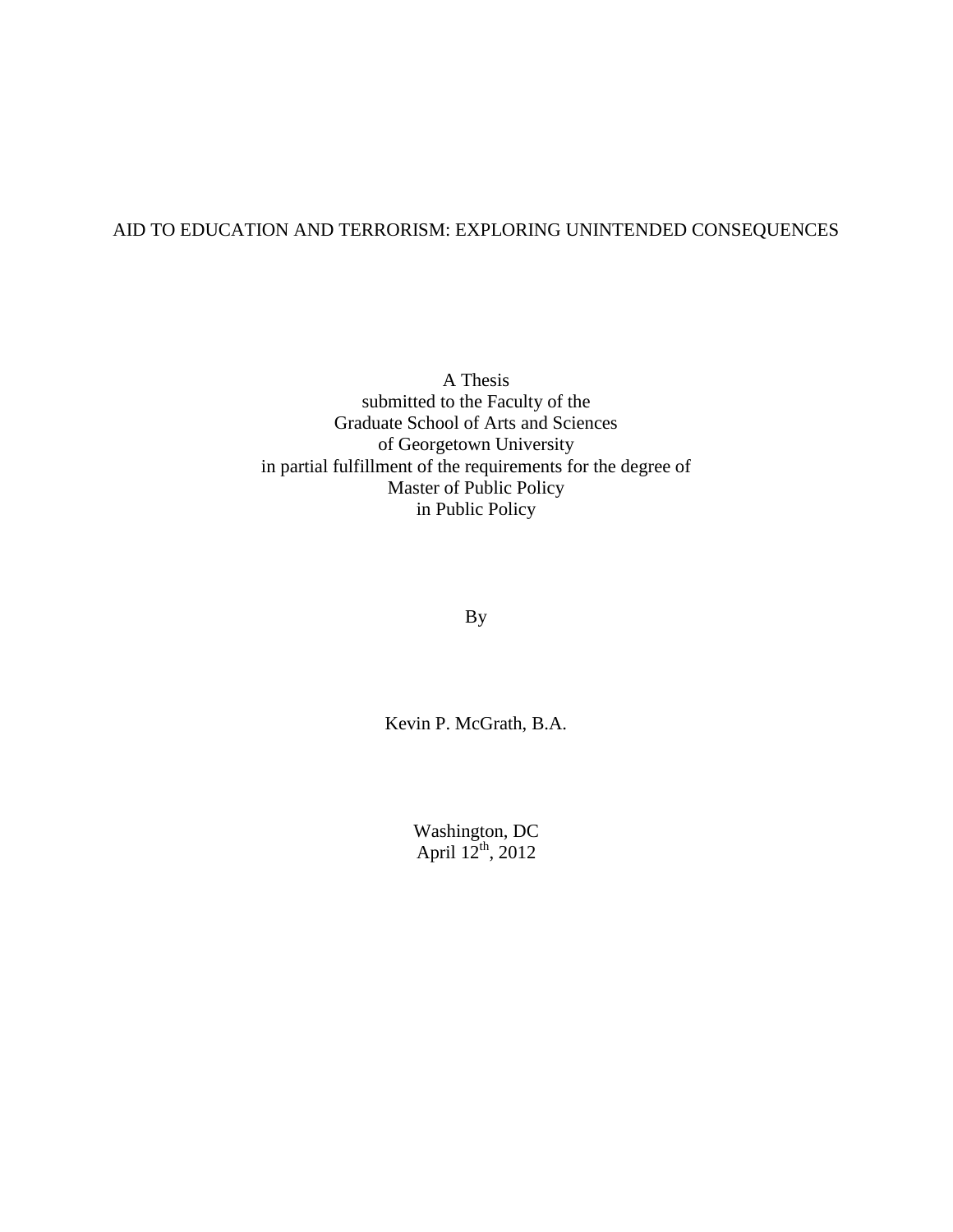# AID TO EDUCATION AND TERRORISM: EXPLORING UNINTENDED CONSEQUENCES

A Thesis
submitted to the Faculty of the
Graduate School of Arts and Sciences
of Georgetown University
in partial fulfillment of the requirements for the degree of
Master of Public Policy
in Public Policy

By

Kevin P. McGrath, B.A.

Washington, DC
April 12th, 2012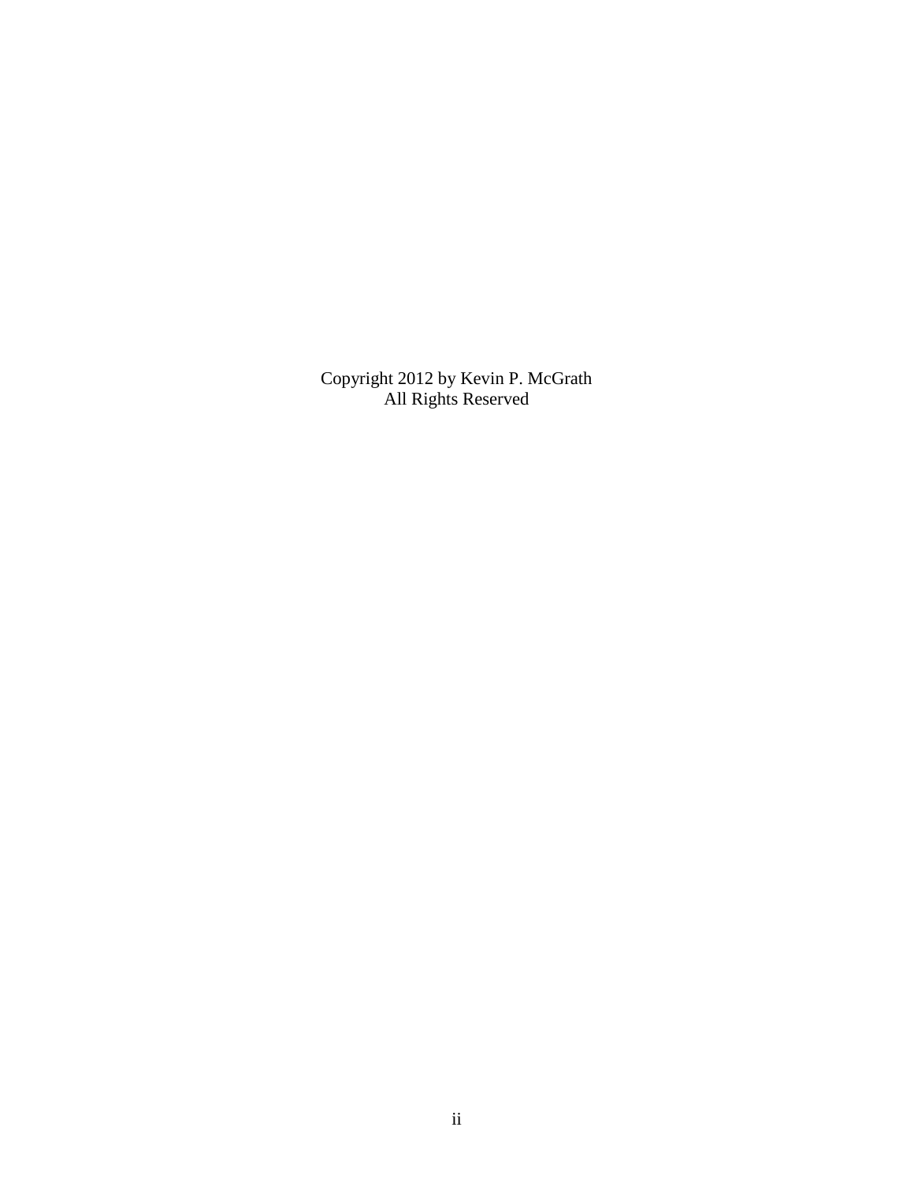Copyright 2012 by Kevin P. McGrath
All Rights Reserved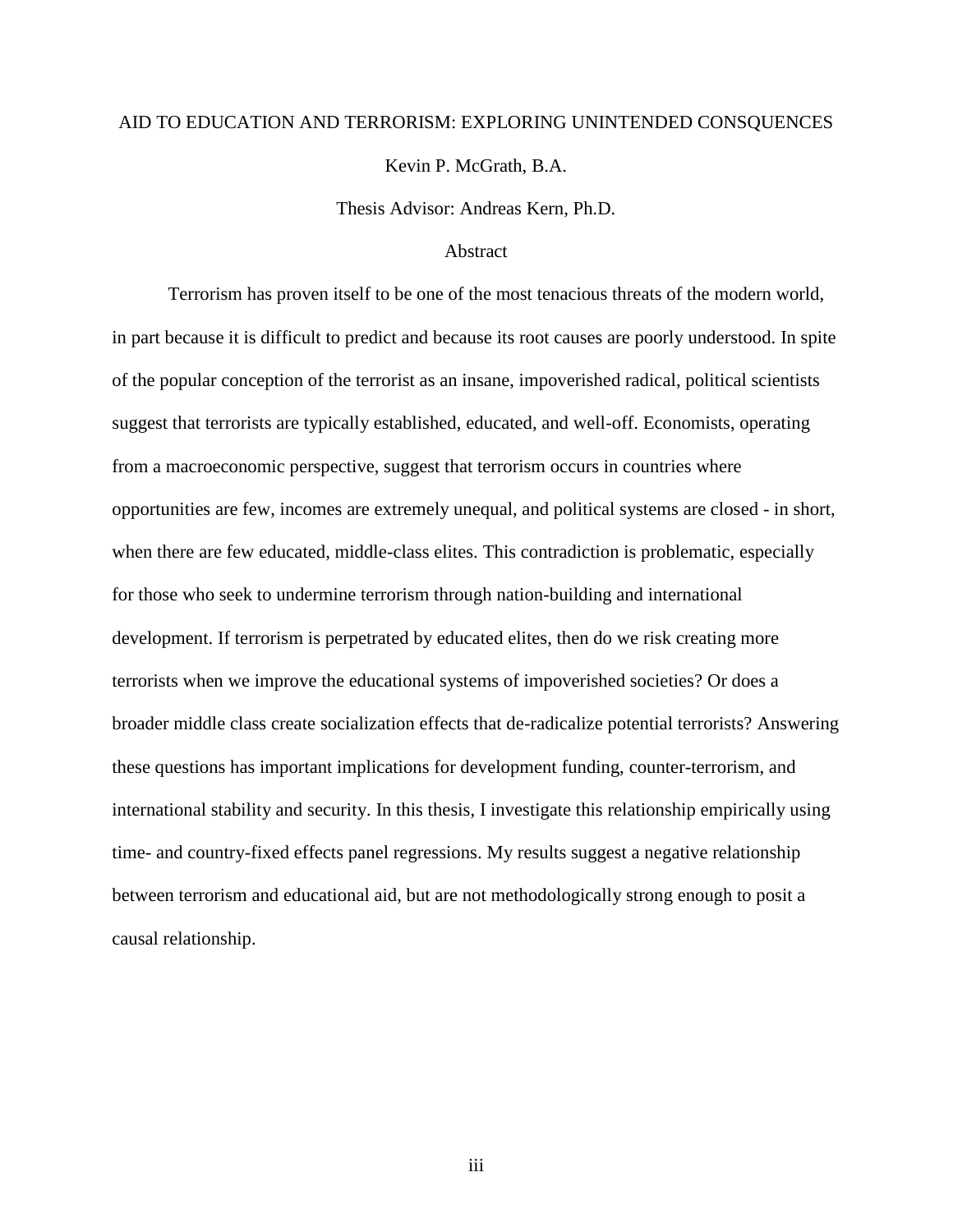AID TO EDUCATION AND TERRORISM: EXPLORING UNINTENDED CONSQUENCES

Kevin P. McGrath, B.A.

Thesis Advisor: Andreas Kern, Ph.D.

## Abstract

Terrorism has proven itself to be one of the most tenacious threats of the modern world, in part because it is difficult to predict and because its root causes are poorly understood. In spite of the popular conception of the terrorist as an insane, impoverished radical, political scientists suggest that terrorists are typically established, educated, and well-off. Economists, operating from a macroeconomic perspective, suggest that terrorism occurs in countries where opportunities are few, incomes are extremely unequal, and political systems are closed - in short, when there are few educated, middle-class elites. This contradiction is problematic, especially for those who seek to undermine terrorism through nation-building and international development. If terrorism is perpetrated by educated elites, then do we risk creating more terrorists when we improve the educational systems of impoverished societies? Or does a broader middle class create socialization effects that de-radicalize potential terrorists? Answering these questions has important implications for development funding, counter-terrorism, and international stability and security. In this thesis, I investigate this relationship empirically using time- and country-fixed effects panel regressions. My results suggest a negative relationship between terrorism and educational aid, but are not methodologically strong enough to posit a causal relationship.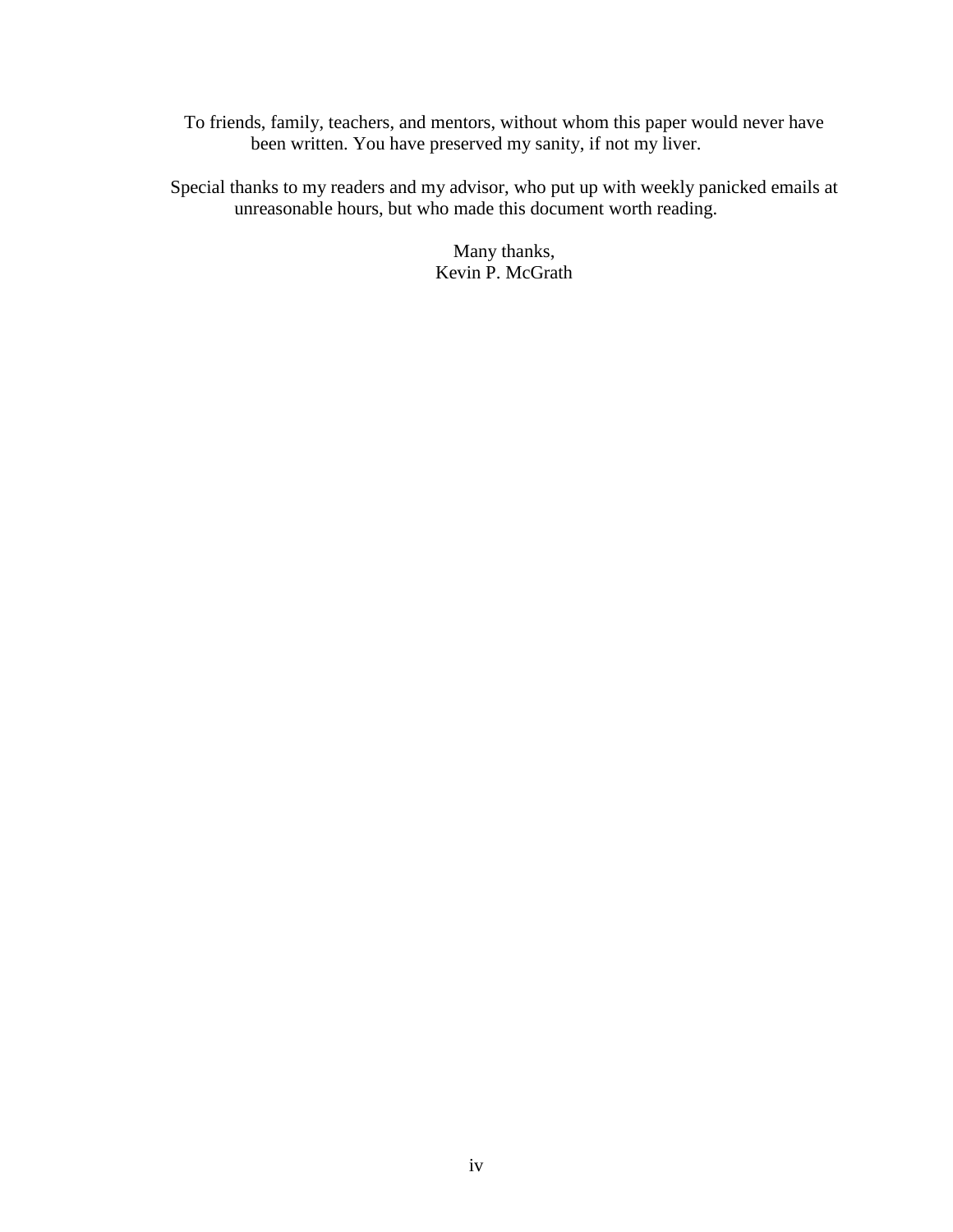To friends, family, teachers, and mentors, without whom this paper would never have been written. You have preserved my sanity, if not my liver.

Special thanks to my readers and my advisor, who put up with weekly panicked emails at unreasonable hours, but who made this document worth reading.

Many thanks,
Kevin P. McGrath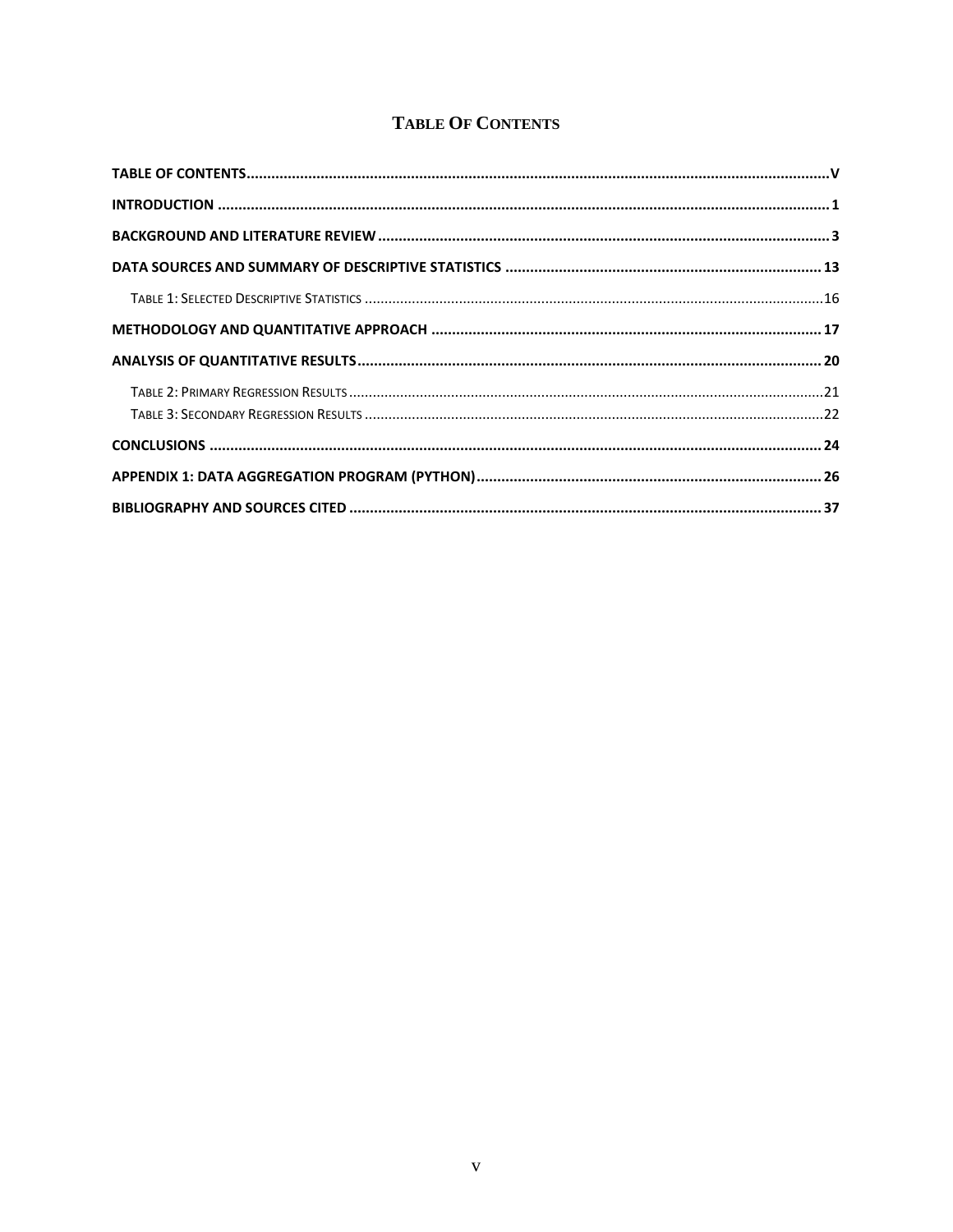# Table Of Contents

**TABLE OF CONTENTS** ........ V

**INTRODUCTION** ........ 1

**BACKGROUND AND LITERATURE REVIEW** ........ 3

**DATA SOURCES AND SUMMARY OF DESCRIPTIVE STATISTICS** ........ 13

- Table 1: Selected Descriptive Statistics ........ 16

**METHODOLOGY AND QUANTITATIVE APPROACH** ........ 17

**ANALYSIS OF QUANTITATIVE RESULTS** ........ 20

- Table 2: Primary Regression Results ........ 21
- Table 3: Secondary Regression Results ........ 22

**CONCLUSIONS** ........ 24

**APPENDIX 1: DATA AGGREGATION PROGRAM (PYTHON)** ........ 26

**BIBLIOGRAPHY AND SOURCES CITED** ........ 37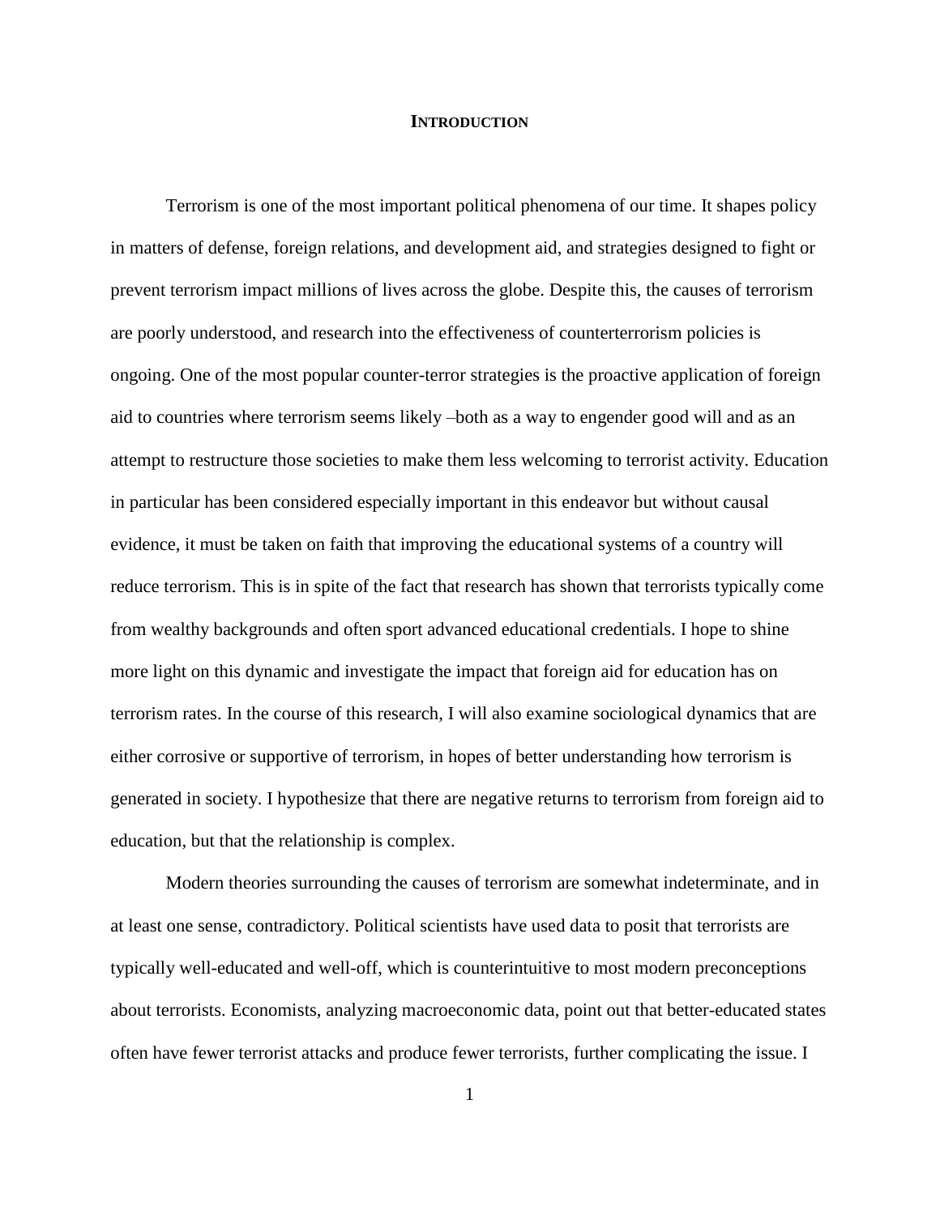# INTRODUCTION

Terrorism is one of the most important political phenomena of our time. It shapes policy in matters of defense, foreign relations, and development aid, and strategies designed to fight or prevent terrorism impact millions of lives across the globe. Despite this, the causes of terrorism are poorly understood, and research into the effectiveness of counterterrorism policies is ongoing. One of the most popular counter-terror strategies is the proactive application of foreign aid to countries where terrorism seems likely –both as a way to engender good will and as an attempt to restructure those societies to make them less welcoming to terrorist activity. Education in particular has been considered especially important in this endeavor but without causal evidence, it must be taken on faith that improving the educational systems of a country will reduce terrorism. This is in spite of the fact that research has shown that terrorists typically come from wealthy backgrounds and often sport advanced educational credentials. I hope to shine more light on this dynamic and investigate the impact that foreign aid for education has on terrorism rates. In the course of this research, I will also examine sociological dynamics that are either corrosive or supportive of terrorism, in hopes of better understanding how terrorism is generated in society. I hypothesize that there are negative returns to terrorism from foreign aid to education, but that the relationship is complex.

Modern theories surrounding the causes of terrorism are somewhat indeterminate, and in at least one sense, contradictory. Political scientists have used data to posit that terrorists are typically well-educated and well-off, which is counterintuitive to most modern preconceptions about terrorists. Economists, analyzing macroeconomic data, point out that better-educated states often have fewer terrorist attacks and produce fewer terrorists, further complicating the issue. I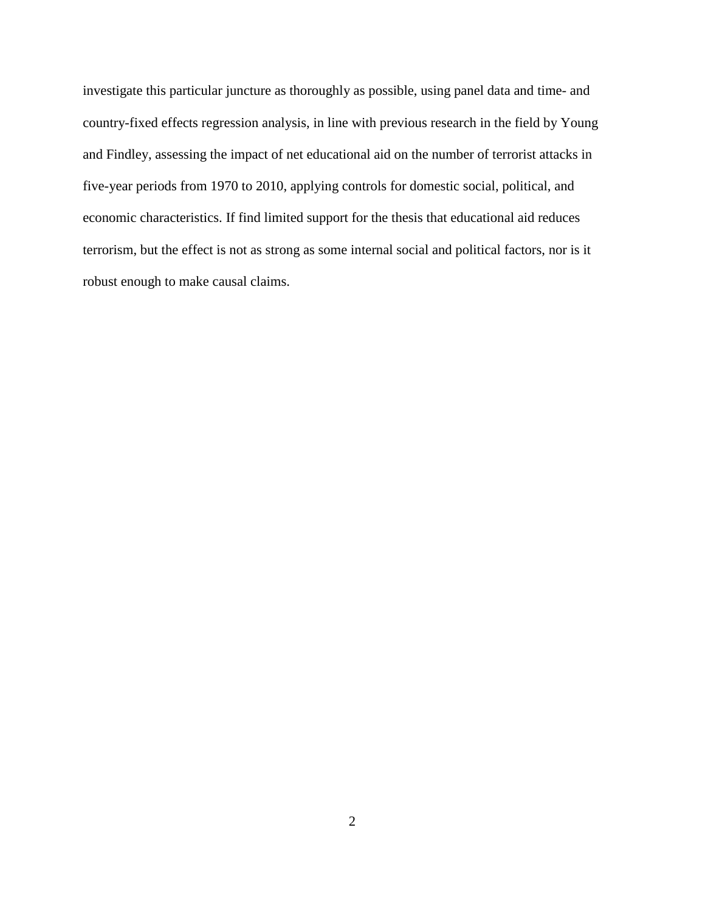investigate this particular juncture as thoroughly as possible, using panel data and time- and country-fixed effects regression analysis, in line with previous research in the field by Young and Findley, assessing the impact of net educational aid on the number of terrorist attacks in five-year periods from 1970 to 2010, applying controls for domestic social, political, and economic characteristics. If find limited support for the thesis that educational aid reduces terrorism, but the effect is not as strong as some internal social and political factors, nor is it robust enough to make causal claims.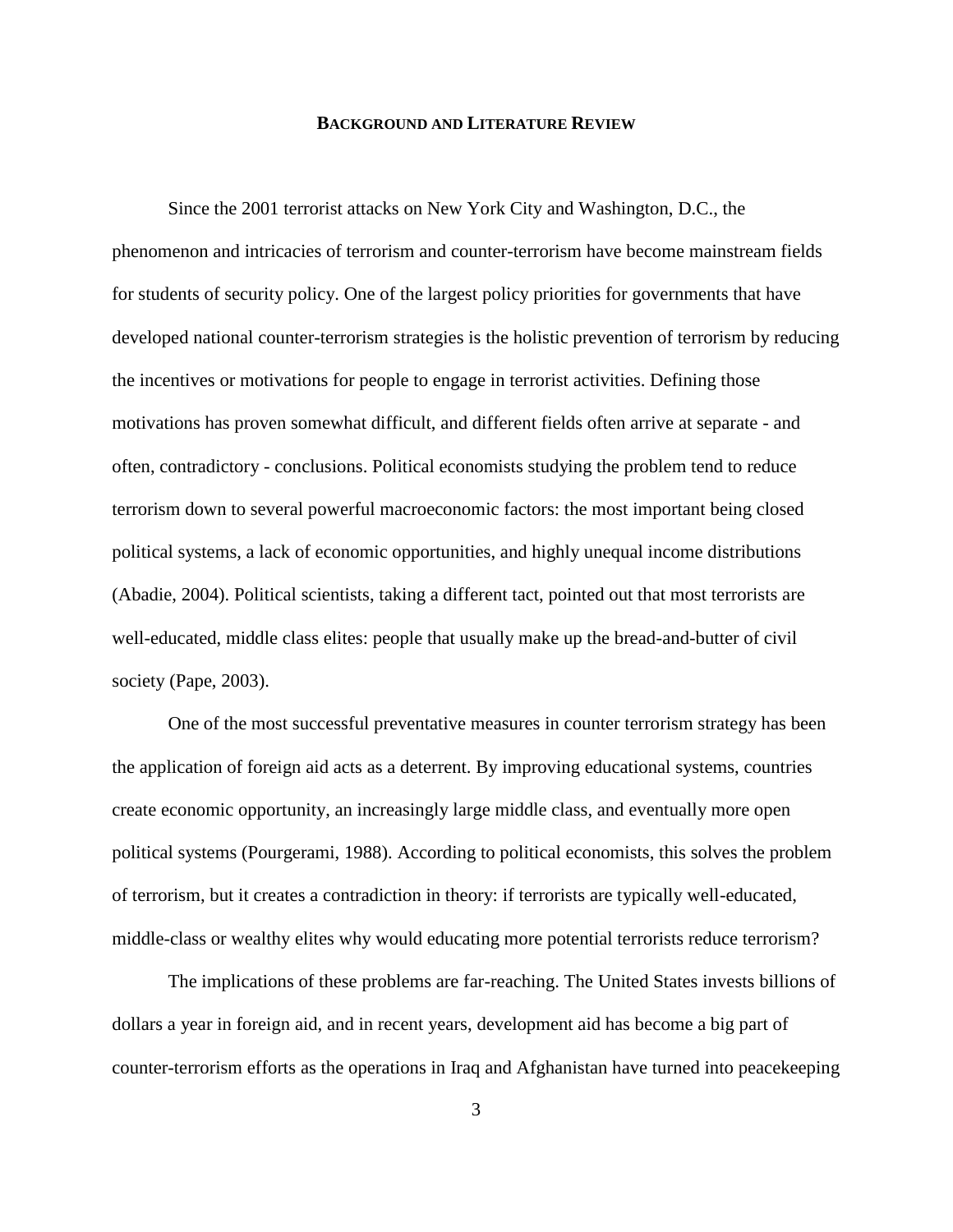## Background and Literature Review

Since the 2001 terrorist attacks on New York City and Washington, D.C., the phenomenon and intricacies of terrorism and counter-terrorism have become mainstream fields for students of security policy. One of the largest policy priorities for governments that have developed national counter-terrorism strategies is the holistic prevention of terrorism by reducing the incentives or motivations for people to engage in terrorist activities. Defining those motivations has proven somewhat difficult, and different fields often arrive at separate - and often, contradictory - conclusions. Political economists studying the problem tend to reduce terrorism down to several powerful macroeconomic factors: the most important being closed political systems, a lack of economic opportunities, and highly unequal income distributions (Abadie, 2004). Political scientists, taking a different tact, pointed out that most terrorists are well-educated, middle class elites: people that usually make up the bread-and-butter of civil society (Pape, 2003).

One of the most successful preventative measures in counter terrorism strategy has been the application of foreign aid acts as a deterrent. By improving educational systems, countries create economic opportunity, an increasingly large middle class, and eventually more open political systems (Pourgerami, 1988). According to political economists, this solves the problem of terrorism, but it creates a contradiction in theory: if terrorists are typically well-educated, middle-class or wealthy elites why would educating more potential terrorists reduce terrorism?

The implications of these problems are far-reaching. The United States invests billions of dollars a year in foreign aid, and in recent years, development aid has become a big part of counter-terrorism efforts as the operations in Iraq and Afghanistan have turned into peacekeeping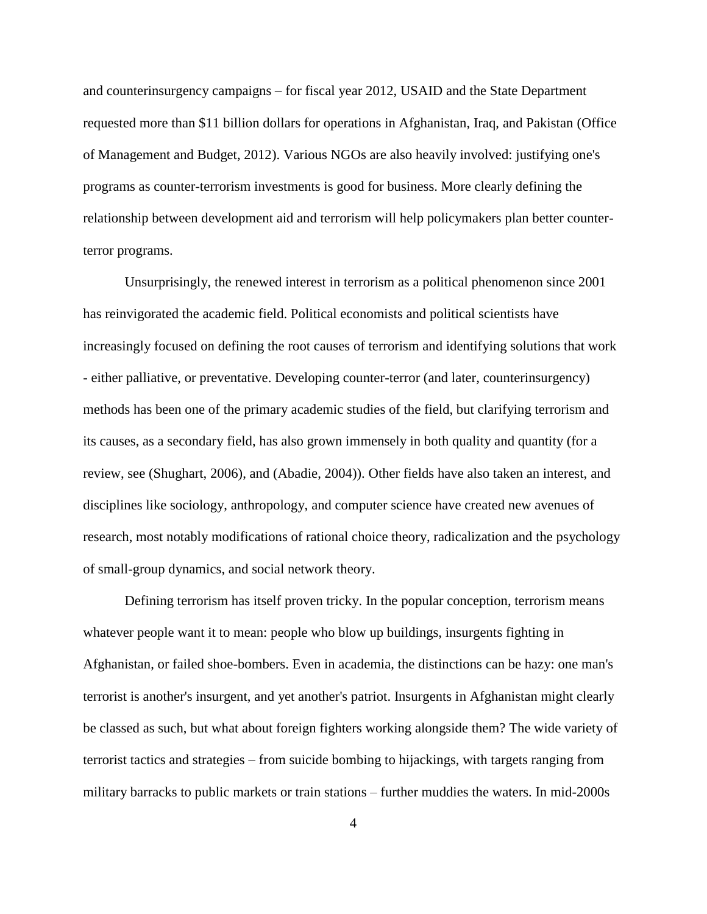and counterinsurgency campaigns – for fiscal year 2012, USAID and the State Department requested more than $11 billion dollars for operations in Afghanistan, Iraq, and Pakistan (Office of Management and Budget, 2012). Various NGOs are also heavily involved: justifying one's programs as counter-terrorism investments is good for business. More clearly defining the relationship between development aid and terrorism will help policymakers plan better counter-terror programs.

Unsurprisingly, the renewed interest in terrorism as a political phenomenon since 2001 has reinvigorated the academic field. Political economists and political scientists have increasingly focused on defining the root causes of terrorism and identifying solutions that work - either palliative, or preventative. Developing counter-terror (and later, counterinsurgency) methods has been one of the primary academic studies of the field, but clarifying terrorism and its causes, as a secondary field, has also grown immensely in both quality and quantity (for a review, see (Shughart, 2006), and (Abadie, 2004)). Other fields have also taken an interest, and disciplines like sociology, anthropology, and computer science have created new avenues of research, most notably modifications of rational choice theory, radicalization and the psychology of small-group dynamics, and social network theory.

Defining terrorism has itself proven tricky. In the popular conception, terrorism means whatever people want it to mean: people who blow up buildings, insurgents fighting in Afghanistan, or failed shoe-bombers. Even in academia, the distinctions can be hazy: one man's terrorist is another's insurgent, and yet another's patriot. Insurgents in Afghanistan might clearly be classed as such, but what about foreign fighters working alongside them? The wide variety of terrorist tactics and strategies – from suicide bombing to hijackings, with targets ranging from military barracks to public markets or train stations – further muddies the waters. In mid-2000s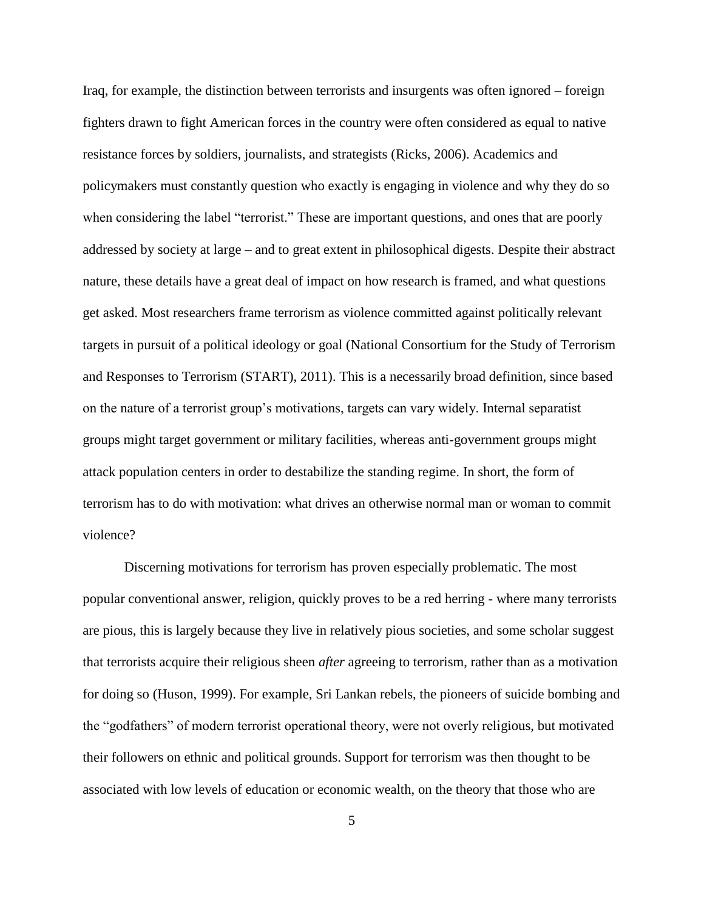Iraq, for example, the distinction between terrorists and insurgents was often ignored – foreign fighters drawn to fight American forces in the country were often considered as equal to native resistance forces by soldiers, journalists, and strategists (Ricks, 2006). Academics and policymakers must constantly question who exactly is engaging in violence and why they do so when considering the label "terrorist." These are important questions, and ones that are poorly addressed by society at large – and to great extent in philosophical digests. Despite their abstract nature, these details have a great deal of impact on how research is framed, and what questions get asked. Most researchers frame terrorism as violence committed against politically relevant targets in pursuit of a political ideology or goal (National Consortium for the Study of Terrorism and Responses to Terrorism (START), 2011). This is a necessarily broad definition, since based on the nature of a terrorist group's motivations, targets can vary widely. Internal separatist groups might target government or military facilities, whereas anti-government groups might attack population centers in order to destabilize the standing regime. In short, the form of terrorism has to do with motivation: what drives an otherwise normal man or woman to commit violence?

Discerning motivations for terrorism has proven especially problematic. The most popular conventional answer, religion, quickly proves to be a red herring - where many terrorists are pious, this is largely because they live in relatively pious societies, and some scholar suggest that terrorists acquire their religious sheen *after* agreeing to terrorism, rather than as a motivation for doing so (Huson, 1999). For example, Sri Lankan rebels, the pioneers of suicide bombing and the "godfathers" of modern terrorist operational theory, were not overly religious, but motivated their followers on ethnic and political grounds. Support for terrorism was then thought to be associated with low levels of education or economic wealth, on the theory that those who are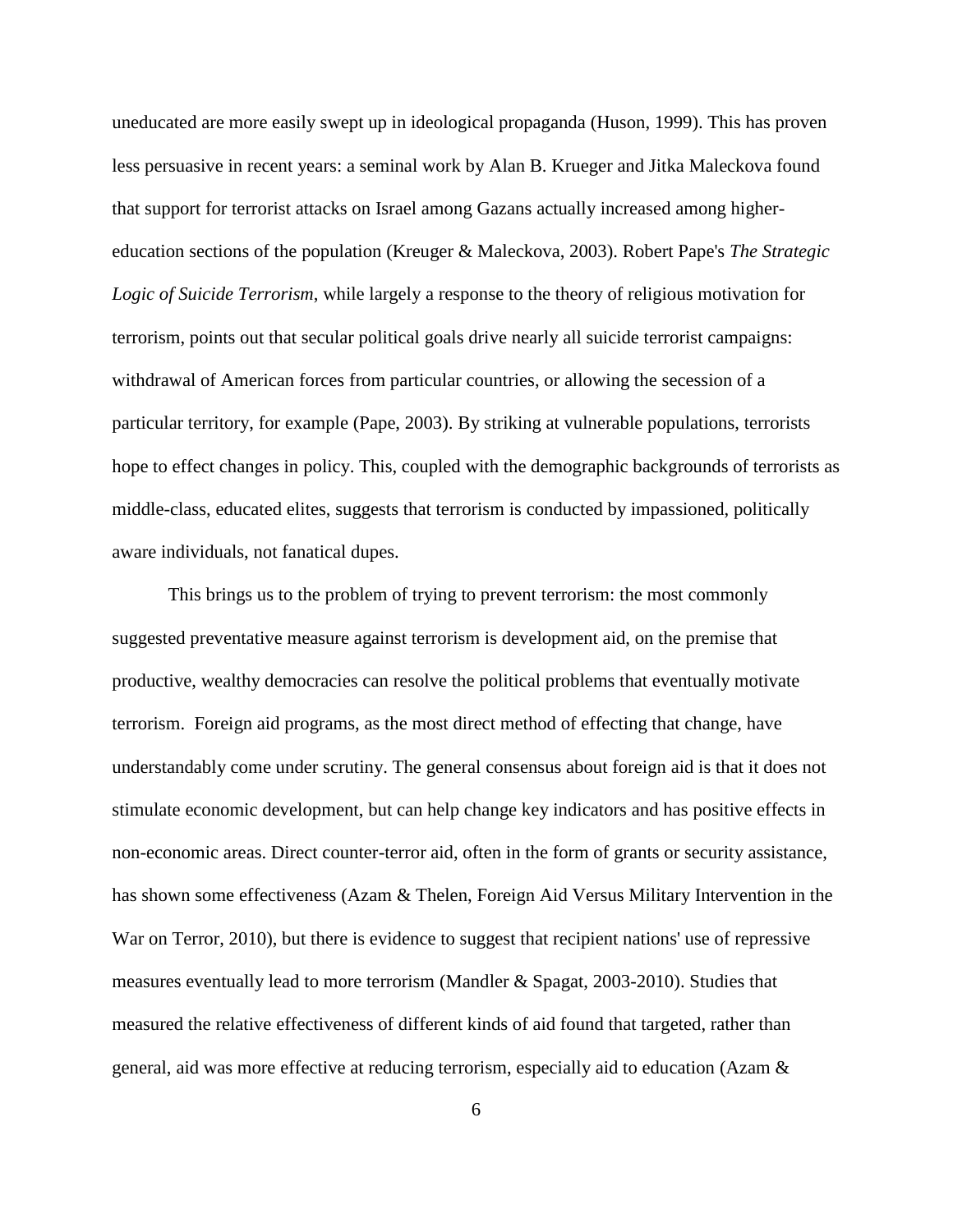uneducated are more easily swept up in ideological propaganda (Huson, 1999). This has proven less persuasive in recent years: a seminal work by Alan B. Krueger and Jitka Maleckova found that support for terrorist attacks on Israel among Gazans actually increased among higher-education sections of the population (Kreuger & Maleckova, 2003). Robert Pape's *The Strategic Logic of Suicide Terrorism*, while largely a response to the theory of religious motivation for terrorism, points out that secular political goals drive nearly all suicide terrorist campaigns: withdrawal of American forces from particular countries, or allowing the secession of a particular territory, for example (Pape, 2003). By striking at vulnerable populations, terrorists hope to effect changes in policy. This, coupled with the demographic backgrounds of terrorists as middle-class, educated elites, suggests that terrorism is conducted by impassioned, politically aware individuals, not fanatical dupes.

This brings us to the problem of trying to prevent terrorism: the most commonly suggested preventative measure against terrorism is development aid, on the premise that productive, wealthy democracies can resolve the political problems that eventually motivate terrorism. Foreign aid programs, as the most direct method of effecting that change, have understandably come under scrutiny. The general consensus about foreign aid is that it does not stimulate economic development, but can help change key indicators and has positive effects in non-economic areas. Direct counter-terror aid, often in the form of grants or security assistance, has shown some effectiveness (Azam & Thelen, Foreign Aid Versus Military Intervention in the War on Terror, 2010), but there is evidence to suggest that recipient nations' use of repressive measures eventually lead to more terrorism (Mandler & Spagat, 2003-2010). Studies that measured the relative effectiveness of different kinds of aid found that targeted, rather than general, aid was more effective at reducing terrorism, especially aid to education (Azam &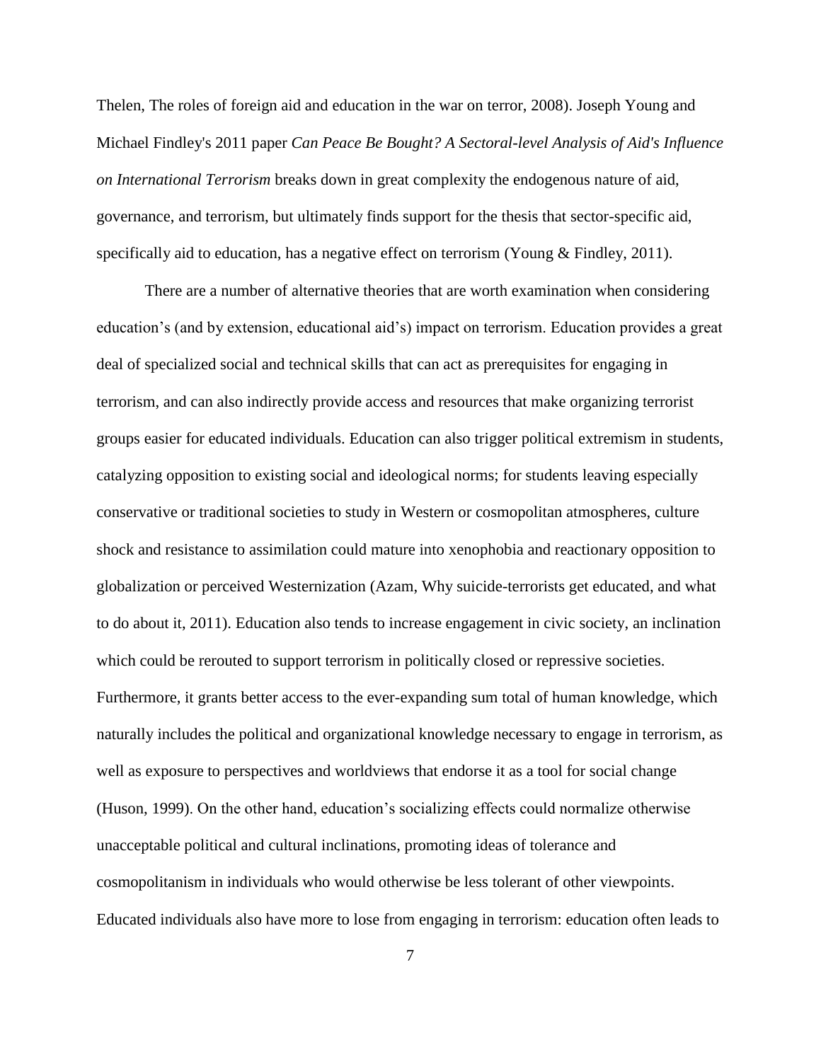Thelen, The roles of foreign aid and education in the war on terror, 2008). Joseph Young and Michael Findley's 2011 paper *Can Peace Be Bought? A Sectoral-level Analysis of Aid's Influence on International Terrorism* breaks down in great complexity the endogenous nature of aid, governance, and terrorism, but ultimately finds support for the thesis that sector-specific aid, specifically aid to education, has a negative effect on terrorism (Young & Findley, 2011).

There are a number of alternative theories that are worth examination when considering education's (and by extension, educational aid's) impact on terrorism. Education provides a great deal of specialized social and technical skills that can act as prerequisites for engaging in terrorism, and can also indirectly provide access and resources that make organizing terrorist groups easier for educated individuals. Education can also trigger political extremism in students, catalyzing opposition to existing social and ideological norms; for students leaving especially conservative or traditional societies to study in Western or cosmopolitan atmospheres, culture shock and resistance to assimilation could mature into xenophobia and reactionary opposition to globalization or perceived Westernization (Azam, Why suicide-terrorists get educated, and what to do about it, 2011). Education also tends to increase engagement in civic society, an inclination which could be rerouted to support terrorism in politically closed or repressive societies. Furthermore, it grants better access to the ever-expanding sum total of human knowledge, which naturally includes the political and organizational knowledge necessary to engage in terrorism, as well as exposure to perspectives and worldviews that endorse it as a tool for social change (Huson, 1999). On the other hand, education's socializing effects could normalize otherwise unacceptable political and cultural inclinations, promoting ideas of tolerance and cosmopolitanism in individuals who would otherwise be less tolerant of other viewpoints. Educated individuals also have more to lose from engaging in terrorism: education often leads to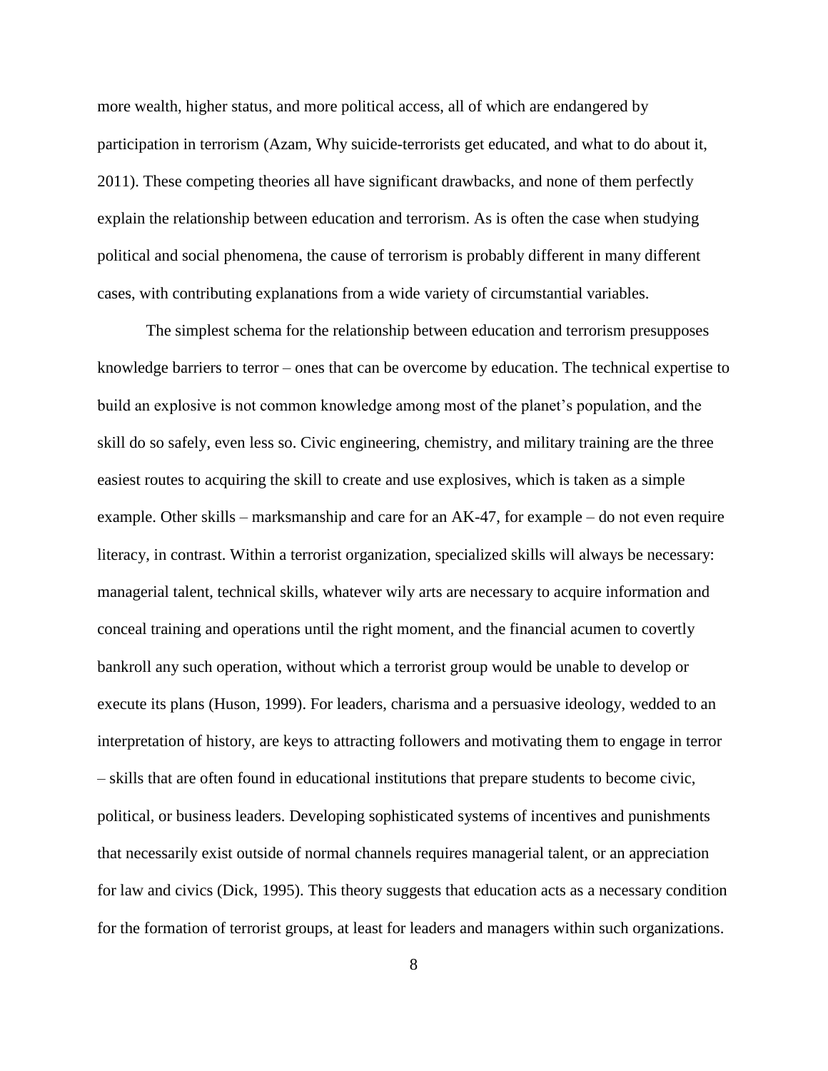more wealth, higher status, and more political access, all of which are endangered by participation in terrorism (Azam, Why suicide-terrorists get educated, and what to do about it, 2011). These competing theories all have significant drawbacks, and none of them perfectly explain the relationship between education and terrorism. As is often the case when studying political and social phenomena, the cause of terrorism is probably different in many different cases, with contributing explanations from a wide variety of circumstantial variables.

The simplest schema for the relationship between education and terrorism presupposes knowledge barriers to terror – ones that can be overcome by education. The technical expertise to build an explosive is not common knowledge among most of the planet's population, and the skill do so safely, even less so. Civic engineering, chemistry, and military training are the three easiest routes to acquiring the skill to create and use explosives, which is taken as a simple example. Other skills – marksmanship and care for an AK-47, for example – do not even require literacy, in contrast. Within a terrorist organization, specialized skills will always be necessary: managerial talent, technical skills, whatever wily arts are necessary to acquire information and conceal training and operations until the right moment, and the financial acumen to covertly bankroll any such operation, without which a terrorist group would be unable to develop or execute its plans (Huson, 1999). For leaders, charisma and a persuasive ideology, wedded to an interpretation of history, are keys to attracting followers and motivating them to engage in terror – skills that are often found in educational institutions that prepare students to become civic, political, or business leaders. Developing sophisticated systems of incentives and punishments that necessarily exist outside of normal channels requires managerial talent, or an appreciation for law and civics (Dick, 1995). This theory suggests that education acts as a necessary condition for the formation of terrorist groups, at least for leaders and managers within such organizations.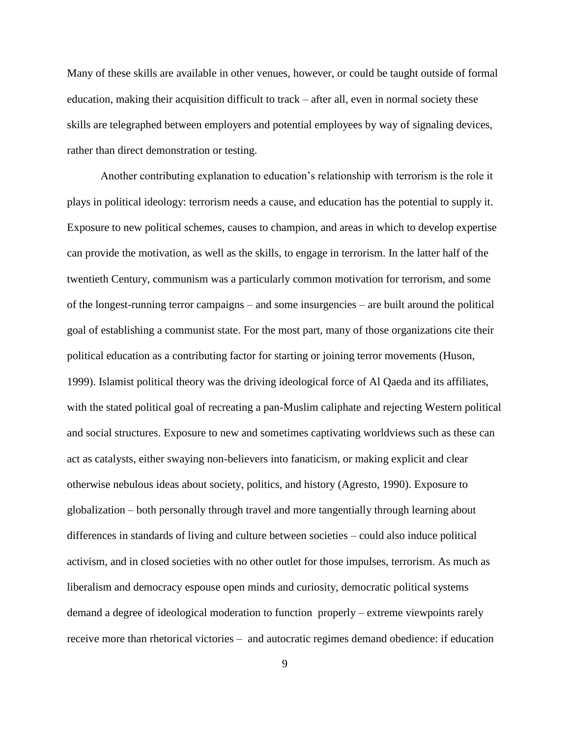Many of these skills are available in other venues, however, or could be taught outside of formal education, making their acquisition difficult to track – after all, even in normal society these skills are telegraphed between employers and potential employees by way of signaling devices, rather than direct demonstration or testing.

Another contributing explanation to education's relationship with terrorism is the role it plays in political ideology: terrorism needs a cause, and education has the potential to supply it. Exposure to new political schemes, causes to champion, and areas in which to develop expertise can provide the motivation, as well as the skills, to engage in terrorism. In the latter half of the twentieth Century, communism was a particularly common motivation for terrorism, and some of the longest-running terror campaigns – and some insurgencies – are built around the political goal of establishing a communist state. For the most part, many of those organizations cite their political education as a contributing factor for starting or joining terror movements (Huson, 1999). Islamist political theory was the driving ideological force of Al Qaeda and its affiliates, with the stated political goal of recreating a pan-Muslim caliphate and rejecting Western political and social structures. Exposure to new and sometimes captivating worldviews such as these can act as catalysts, either swaying non-believers into fanaticism, or making explicit and clear otherwise nebulous ideas about society, politics, and history (Agresto, 1990). Exposure to globalization – both personally through travel and more tangentially through learning about differences in standards of living and culture between societies – could also induce political activism, and in closed societies with no other outlet for those impulses, terrorism. As much as liberalism and democracy espouse open minds and curiosity, democratic political systems demand a degree of ideological moderation to function properly – extreme viewpoints rarely receive more than rhetorical victories – and autocratic regimes demand obedience: if education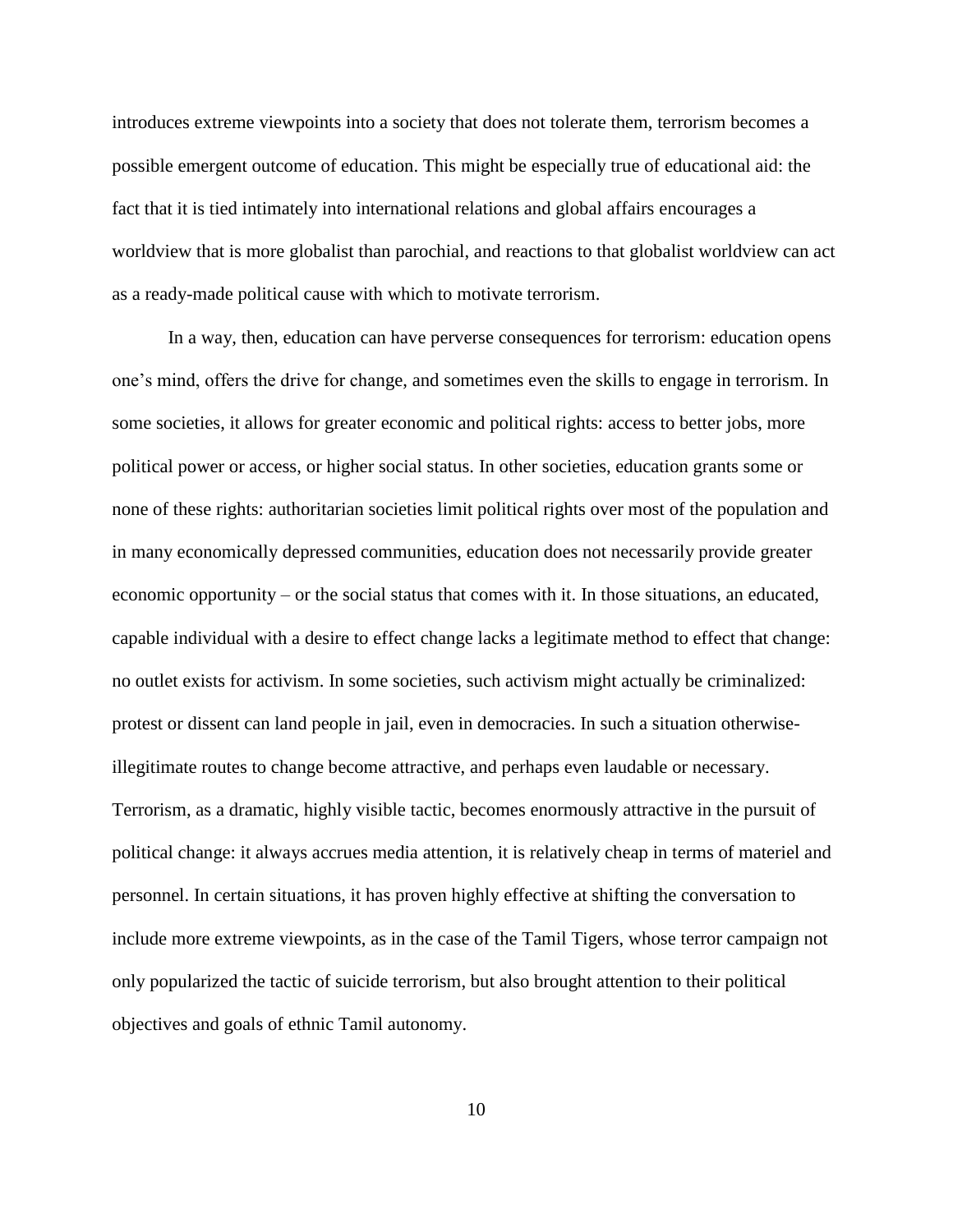introduces extreme viewpoints into a society that does not tolerate them, terrorism becomes a possible emergent outcome of education. This might be especially true of educational aid: the fact that it is tied intimately into international relations and global affairs encourages a worldview that is more globalist than parochial, and reactions to that globalist worldview can act as a ready-made political cause with which to motivate terrorism.

In a way, then, education can have perverse consequences for terrorism: education opens one's mind, offers the drive for change, and sometimes even the skills to engage in terrorism. In some societies, it allows for greater economic and political rights: access to better jobs, more political power or access, or higher social status. In other societies, education grants some or none of these rights: authoritarian societies limit political rights over most of the population and in many economically depressed communities, education does not necessarily provide greater economic opportunity – or the social status that comes with it. In those situations, an educated, capable individual with a desire to effect change lacks a legitimate method to effect that change: no outlet exists for activism. In some societies, such activism might actually be criminalized: protest or dissent can land people in jail, even in democracies. In such a situation otherwise-illegitimate routes to change become attractive, and perhaps even laudable or necessary. Terrorism, as a dramatic, highly visible tactic, becomes enormously attractive in the pursuit of political change: it always accrues media attention, it is relatively cheap in terms of materiel and personnel. In certain situations, it has proven highly effective at shifting the conversation to include more extreme viewpoints, as in the case of the Tamil Tigers, whose terror campaign not only popularized the tactic of suicide terrorism, but also brought attention to their political objectives and goals of ethnic Tamil autonomy.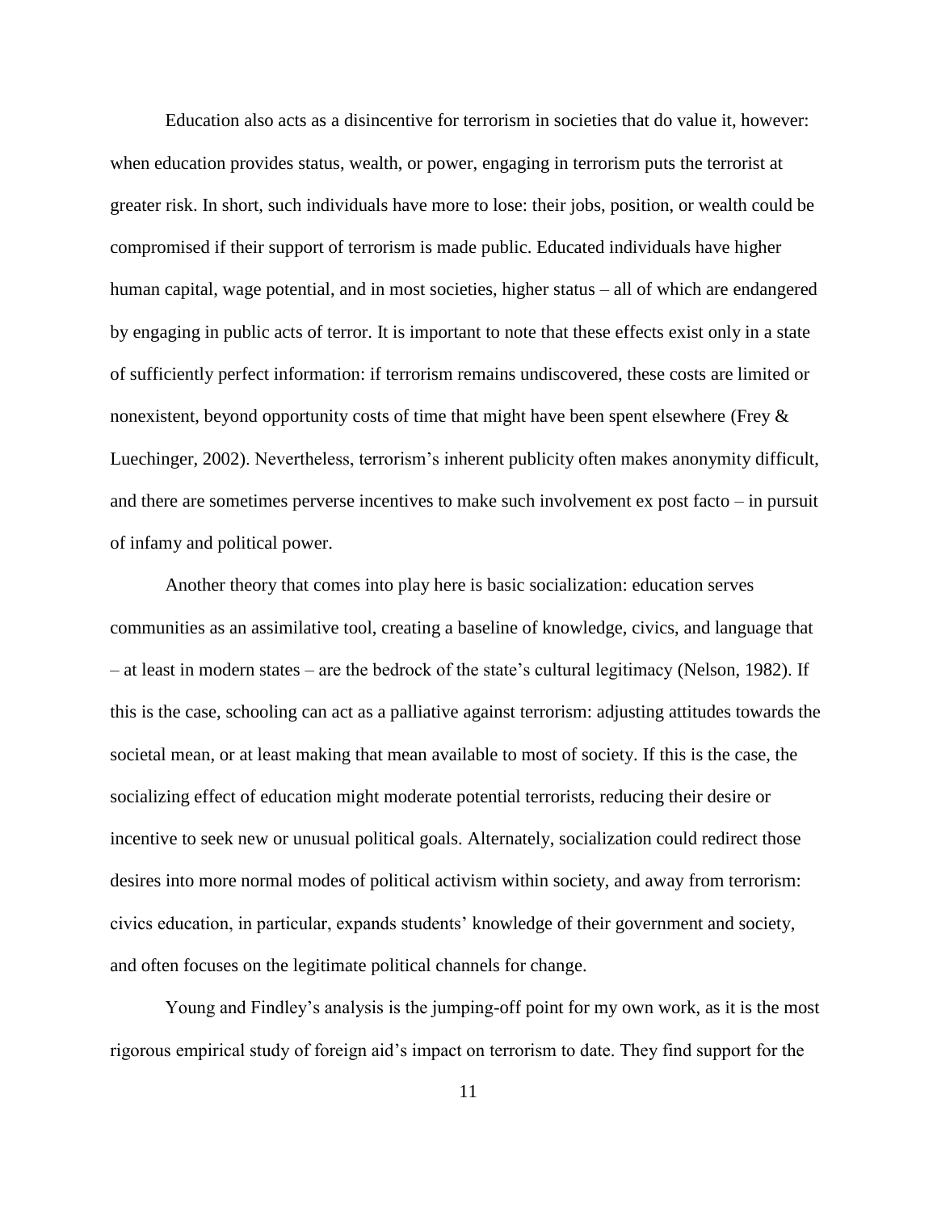Education also acts as a disincentive for terrorism in societies that do value it, however: when education provides status, wealth, or power, engaging in terrorism puts the terrorist at greater risk. In short, such individuals have more to lose: their jobs, position, or wealth could be compromised if their support of terrorism is made public. Educated individuals have higher human capital, wage potential, and in most societies, higher status – all of which are endangered by engaging in public acts of terror. It is important to note that these effects exist only in a state of sufficiently perfect information: if terrorism remains undiscovered, these costs are limited or nonexistent, beyond opportunity costs of time that might have been spent elsewhere (Frey & Luechinger, 2002). Nevertheless, terrorism's inherent publicity often makes anonymity difficult, and there are sometimes perverse incentives to make such involvement ex post facto – in pursuit of infamy and political power.

Another theory that comes into play here is basic socialization: education serves communities as an assimilative tool, creating a baseline of knowledge, civics, and language that – at least in modern states – are the bedrock of the state's cultural legitimacy (Nelson, 1982). If this is the case, schooling can act as a palliative against terrorism: adjusting attitudes towards the societal mean, or at least making that mean available to most of society. If this is the case, the socializing effect of education might moderate potential terrorists, reducing their desire or incentive to seek new or unusual political goals. Alternately, socialization could redirect those desires into more normal modes of political activism within society, and away from terrorism: civics education, in particular, expands students' knowledge of their government and society, and often focuses on the legitimate political channels for change.

Young and Findley's analysis is the jumping-off point for my own work, as it is the most rigorous empirical study of foreign aid's impact on terrorism to date. They find support for the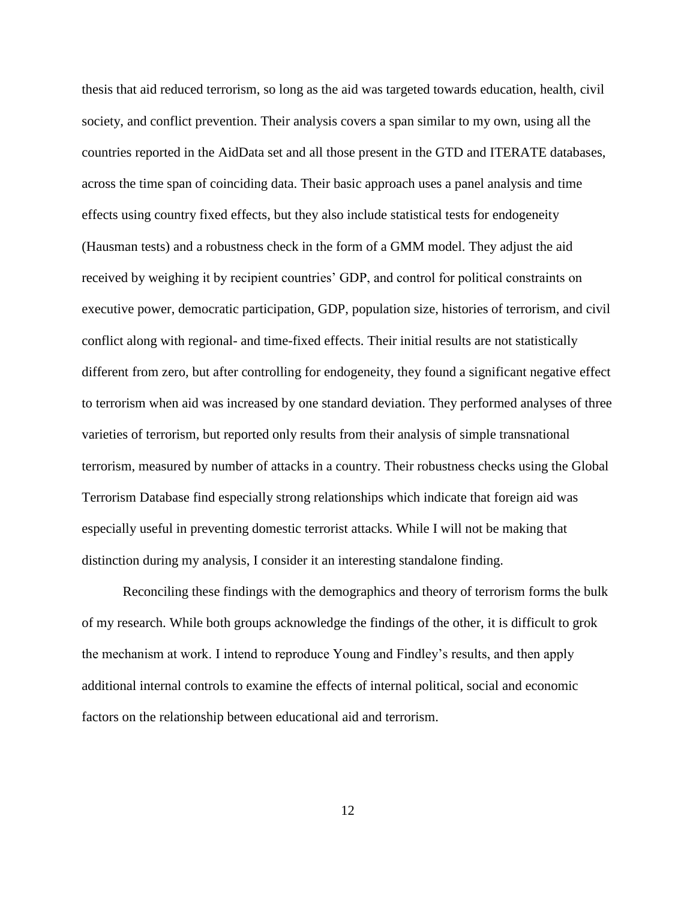thesis that aid reduced terrorism, so long as the aid was targeted towards education, health, civil society, and conflict prevention. Their analysis covers a span similar to my own, using all the countries reported in the AidData set and all those present in the GTD and ITERATE databases, across the time span of coinciding data. Their basic approach uses a panel analysis and time effects using country fixed effects, but they also include statistical tests for endogeneity (Hausman tests) and a robustness check in the form of a GMM model. They adjust the aid received by weighing it by recipient countries' GDP, and control for political constraints on executive power, democratic participation, GDP, population size, histories of terrorism, and civil conflict along with regional- and time-fixed effects. Their initial results are not statistically different from zero, but after controlling for endogeneity, they found a significant negative effect to terrorism when aid was increased by one standard deviation. They performed analyses of three varieties of terrorism, but reported only results from their analysis of simple transnational terrorism, measured by number of attacks in a country. Their robustness checks using the Global Terrorism Database find especially strong relationships which indicate that foreign aid was especially useful in preventing domestic terrorist attacks. While I will not be making that distinction during my analysis, I consider it an interesting standalone finding.

Reconciling these findings with the demographics and theory of terrorism forms the bulk of my research. While both groups acknowledge the findings of the other, it is difficult to grok the mechanism at work. I intend to reproduce Young and Findley's results, and then apply additional internal controls to examine the effects of internal political, social and economic factors on the relationship between educational aid and terrorism.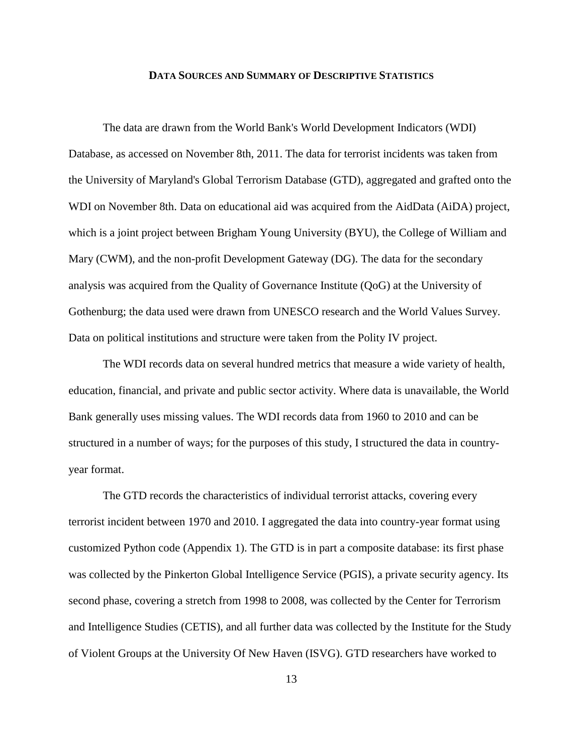## Data Sources and Summary of Descriptive Statistics

The data are drawn from the World Bank's World Development Indicators (WDI) Database, as accessed on November 8th, 2011. The data for terrorist incidents was taken from the University of Maryland's Global Terrorism Database (GTD), aggregated and grafted onto the WDI on November 8th. Data on educational aid was acquired from the AidData (AiDA) project, which is a joint project between Brigham Young University (BYU), the College of William and Mary (CWM), and the non-profit Development Gateway (DG). The data for the secondary analysis was acquired from the Quality of Governance Institute (QoG) at the University of Gothenburg; the data used were drawn from UNESCO research and the World Values Survey. Data on political institutions and structure were taken from the Polity IV project.

The WDI records data on several hundred metrics that measure a wide variety of health, education, financial, and private and public sector activity. Where data is unavailable, the World Bank generally uses missing values. The WDI records data from 1960 to 2010 and can be structured in a number of ways; for the purposes of this study, I structured the data in country-year format.

The GTD records the characteristics of individual terrorist attacks, covering every terrorist incident between 1970 and 2010. I aggregated the data into country-year format using customized Python code (Appendix 1). The GTD is in part a composite database: its first phase was collected by the Pinkerton Global Intelligence Service (PGIS), a private security agency. Its second phase, covering a stretch from 1998 to 2008, was collected by the Center for Terrorism and Intelligence Studies (CETIS), and all further data was collected by the Institute for the Study of Violent Groups at the University Of New Haven (ISVG). GTD researchers have worked to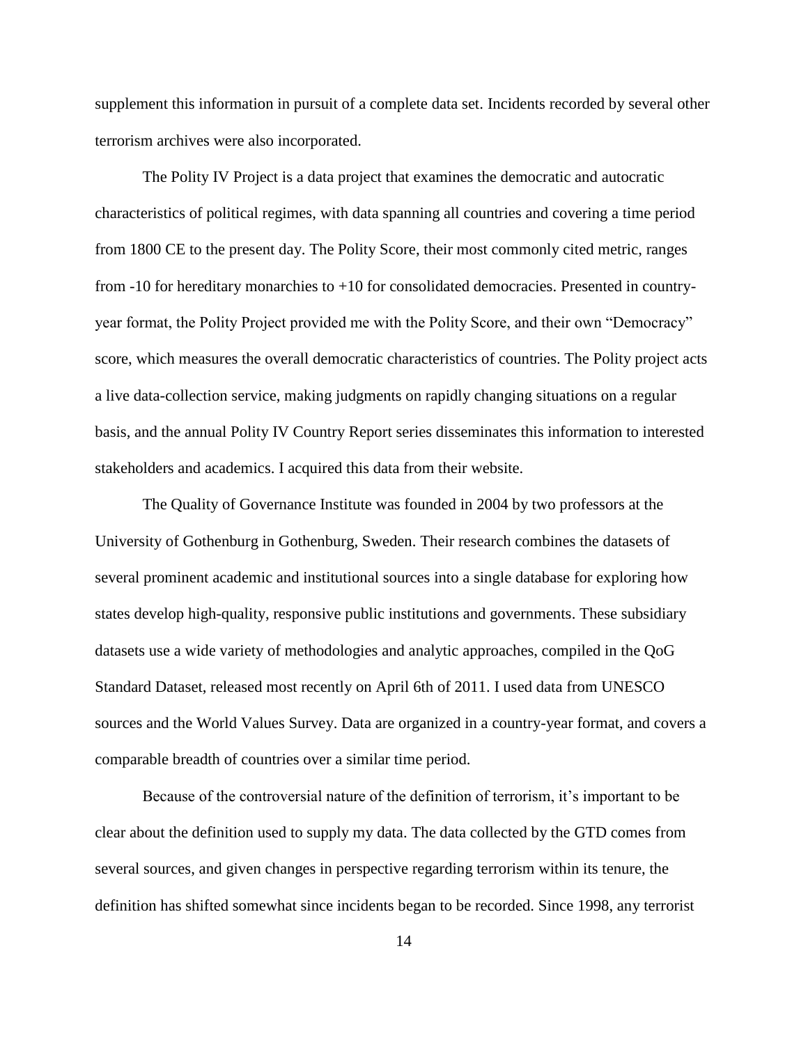supplement this information in pursuit of a complete data set. Incidents recorded by several other terrorism archives were also incorporated.

The Polity IV Project is a data project that examines the democratic and autocratic characteristics of political regimes, with data spanning all countries and covering a time period from 1800 CE to the present day. The Polity Score, their most commonly cited metric, ranges from -10 for hereditary monarchies to +10 for consolidated democracies. Presented in country-year format, the Polity Project provided me with the Polity Score, and their own "Democracy" score, which measures the overall democratic characteristics of countries. The Polity project acts a live data-collection service, making judgments on rapidly changing situations on a regular basis, and the annual Polity IV Country Report series disseminates this information to interested stakeholders and academics. I acquired this data from their website.

The Quality of Governance Institute was founded in 2004 by two professors at the University of Gothenburg in Gothenburg, Sweden. Their research combines the datasets of several prominent academic and institutional sources into a single database for exploring how states develop high-quality, responsive public institutions and governments. These subsidiary datasets use a wide variety of methodologies and analytic approaches, compiled in the QoG Standard Dataset, released most recently on April 6th of 2011. I used data from UNESCO sources and the World Values Survey. Data are organized in a country-year format, and covers a comparable breadth of countries over a similar time period.

Because of the controversial nature of the definition of terrorism, it's important to be clear about the definition used to supply my data. The data collected by the GTD comes from several sources, and given changes in perspective regarding terrorism within its tenure, the definition has shifted somewhat since incidents began to be recorded. Since 1998, any terrorist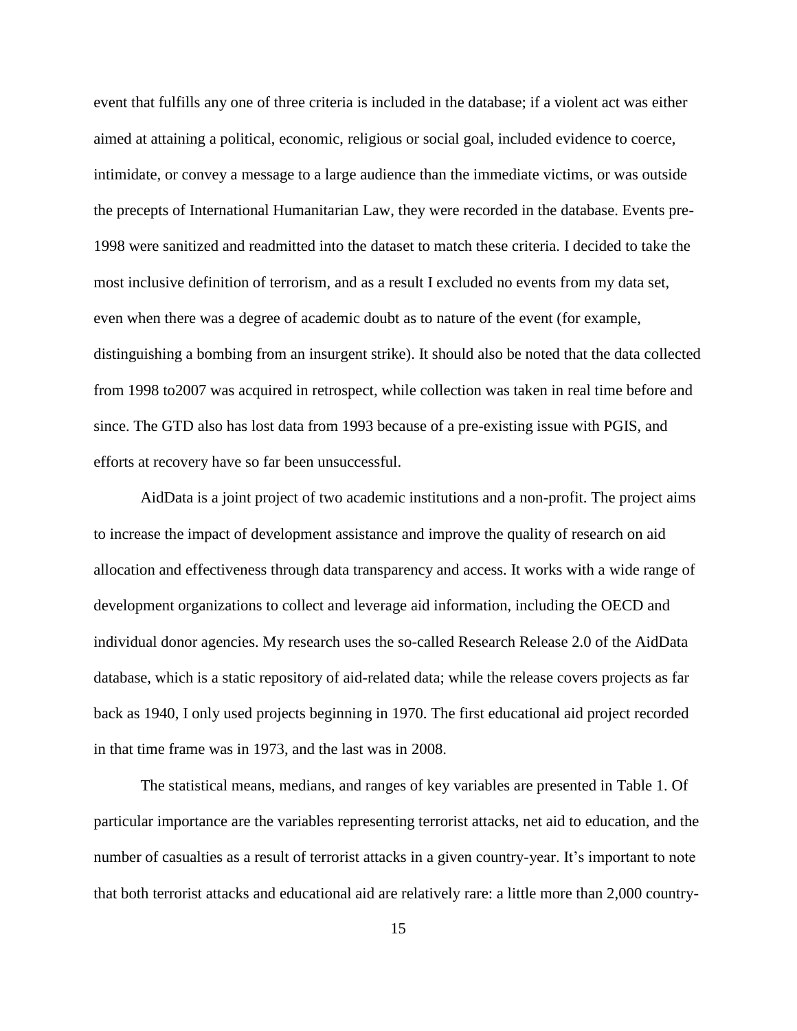event that fulfills any one of three criteria is included in the database; if a violent act was either aimed at attaining a political, economic, religious or social goal, included evidence to coerce, intimidate, or convey a message to a large audience than the immediate victims, or was outside the precepts of International Humanitarian Law, they were recorded in the database. Events pre-1998 were sanitized and readmitted into the dataset to match these criteria. I decided to take the most inclusive definition of terrorism, and as a result I excluded no events from my data set, even when there was a degree of academic doubt as to nature of the event (for example, distinguishing a bombing from an insurgent strike). It should also be noted that the data collected from 1998 to2007 was acquired in retrospect, while collection was taken in real time before and since. The GTD also has lost data from 1993 because of a pre-existing issue with PGIS, and efforts at recovery have so far been unsuccessful.

AidData is a joint project of two academic institutions and a non-profit. The project aims to increase the impact of development assistance and improve the quality of research on aid allocation and effectiveness through data transparency and access. It works with a wide range of development organizations to collect and leverage aid information, including the OECD and individual donor agencies. My research uses the so-called Research Release 2.0 of the AidData database, which is a static repository of aid-related data; while the release covers projects as far back as 1940, I only used projects beginning in 1970. The first educational aid project recorded in that time frame was in 1973, and the last was in 2008.

The statistical means, medians, and ranges of key variables are presented in Table 1. Of particular importance are the variables representing terrorist attacks, net aid to education, and the number of casualties as a result of terrorist attacks in a given country-year. It's important to note that both terrorist attacks and educational aid are relatively rare: a little more than 2,000 country-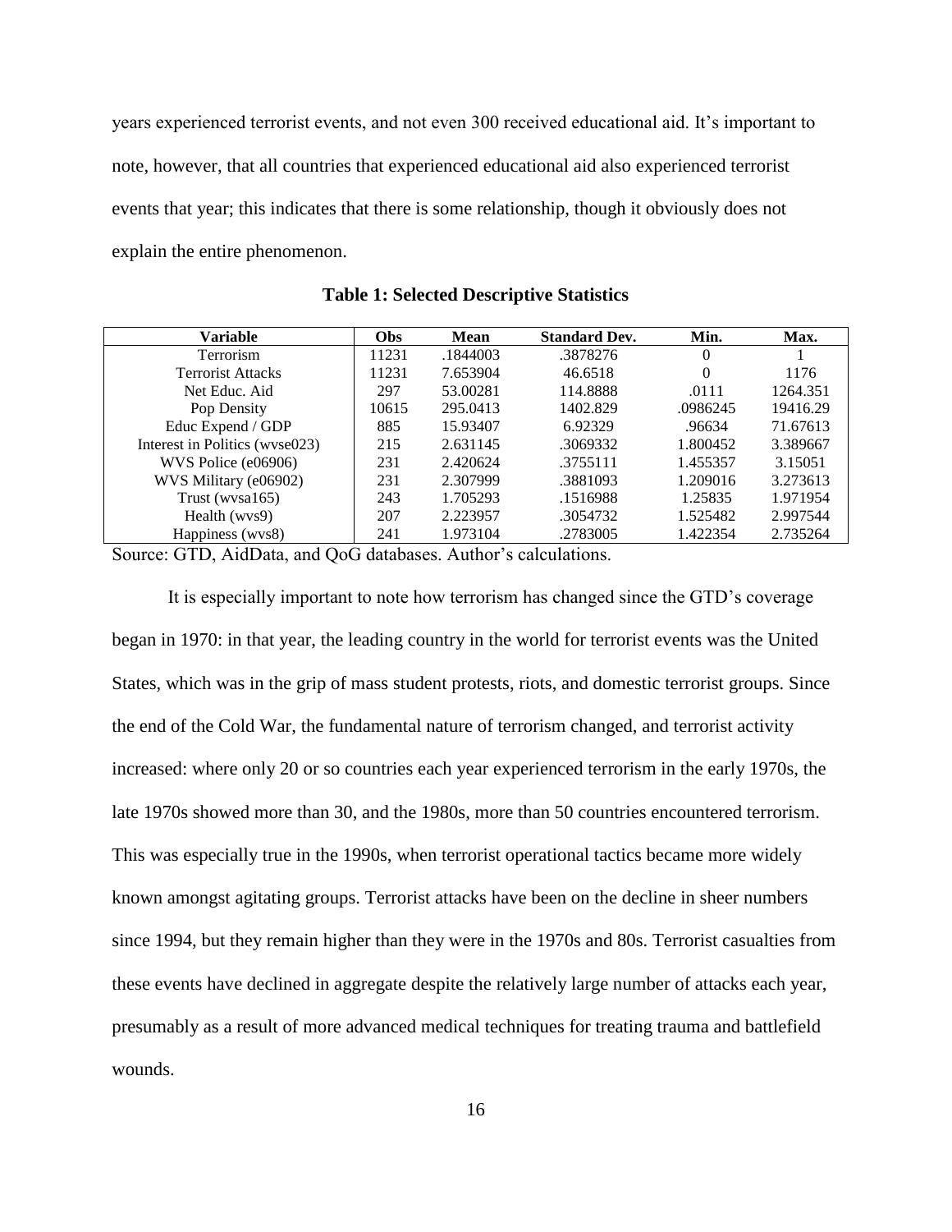years experienced terrorist events, and not even 300 received educational aid. It's important to note, however, that all countries that experienced educational aid also experienced terrorist events that year; this indicates that there is some relationship, though it obviously does not explain the entire phenomenon.

**Table 1: Selected Descriptive Statistics**

| Variable | Obs | Mean | Standard Dev. | Min. | Max. |
|---|---|---|---|---|---|
| Terrorism | 11231 | .1844003 | .3878276 | 0 | 1 |
| Terrorist Attacks | 11231 | 7.653904 | 46.6518 | 0 | 1176 |
| Net Educ. Aid | 297 | 53.00281 | 114.8888 | .0111 | 1264.351 |
| Pop Density | 10615 | 295.0413 | 1402.829 | .0986245 | 19416.29 |
| Educ Expend / GDP | 885 | 15.93407 | 6.92329 | .96634 | 71.67613 |
| Interest in Politics (wvse023) | 215 | 2.631145 | .3069332 | 1.800452 | 3.389667 |
| WVS Police (e06906) | 231 | 2.420624 | .3755111 | 1.455357 | 3.15051 |
| WVS Military (e06902) | 231 | 2.307999 | .3881093 | 1.209016 | 3.273613 |
| Trust (wvsa165) | 243 | 1.705293 | .1516988 | 1.25835 | 1.971954 |
| Health (wvs9) | 207 | 2.223957 | .3054732 | 1.525482 | 2.997544 |
| Happiness (wvs8) | 241 | 1.973104 | .2783005 | 1.422354 | 2.735264 |

Source: GTD, AidData, and QoG databases. Author's calculations.

It is especially important to note how terrorism has changed since the GTD's coverage began in 1970: in that year, the leading country in the world for terrorist events was the United States, which was in the grip of mass student protests, riots, and domestic terrorist groups. Since the end of the Cold War, the fundamental nature of terrorism changed, and terrorist activity increased: where only 20 or so countries each year experienced terrorism in the early 1970s, the late 1970s showed more than 30, and the 1980s, more than 50 countries encountered terrorism. This was especially true in the 1990s, when terrorist operational tactics became more widely known amongst agitating groups. Terrorist attacks have been on the decline in sheer numbers since 1994, but they remain higher than they were in the 1970s and 80s. Terrorist casualties from these events have declined in aggregate despite the relatively large number of attacks each year, presumably as a result of more advanced medical techniques for treating trauma and battlefield wounds.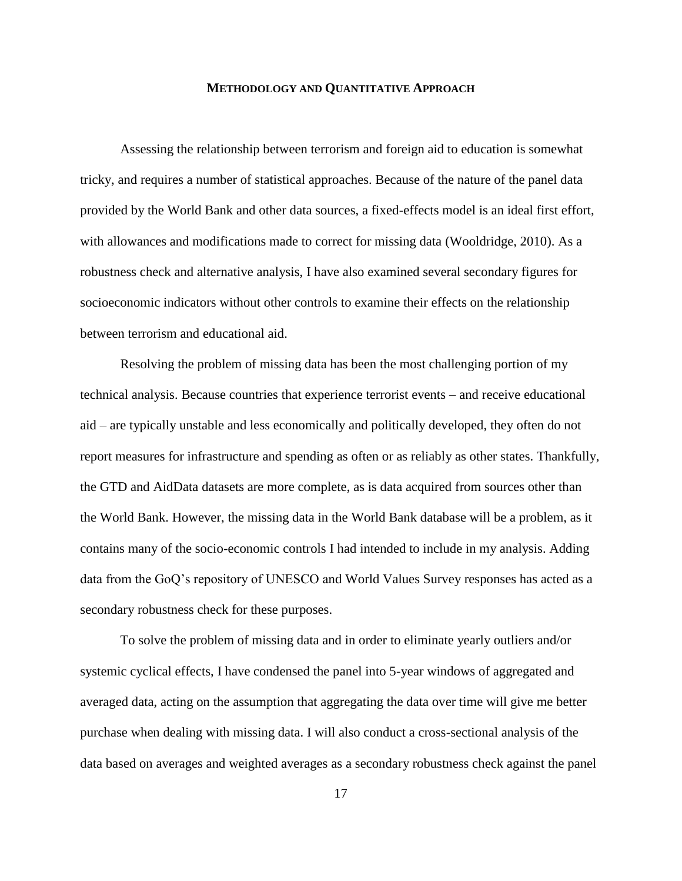## Methodology and Quantitative Approach

Assessing the relationship between terrorism and foreign aid to education is somewhat tricky, and requires a number of statistical approaches. Because of the nature of the panel data provided by the World Bank and other data sources, a fixed-effects model is an ideal first effort, with allowances and modifications made to correct for missing data (Wooldridge, 2010). As a robustness check and alternative analysis, I have also examined several secondary figures for socioeconomic indicators without other controls to examine their effects on the relationship between terrorism and educational aid.

Resolving the problem of missing data has been the most challenging portion of my technical analysis. Because countries that experience terrorist events – and receive educational aid – are typically unstable and less economically and politically developed, they often do not report measures for infrastructure and spending as often or as reliably as other states. Thankfully, the GTD and AidData datasets are more complete, as is data acquired from sources other than the World Bank. However, the missing data in the World Bank database will be a problem, as it contains many of the socio-economic controls I had intended to include in my analysis. Adding data from the GoQ's repository of UNESCO and World Values Survey responses has acted as a secondary robustness check for these purposes.

To solve the problem of missing data and in order to eliminate yearly outliers and/or systemic cyclical effects, I have condensed the panel into 5-year windows of aggregated and averaged data, acting on the assumption that aggregating the data over time will give me better purchase when dealing with missing data. I will also conduct a cross-sectional analysis of the data based on averages and weighted averages as a secondary robustness check against the panel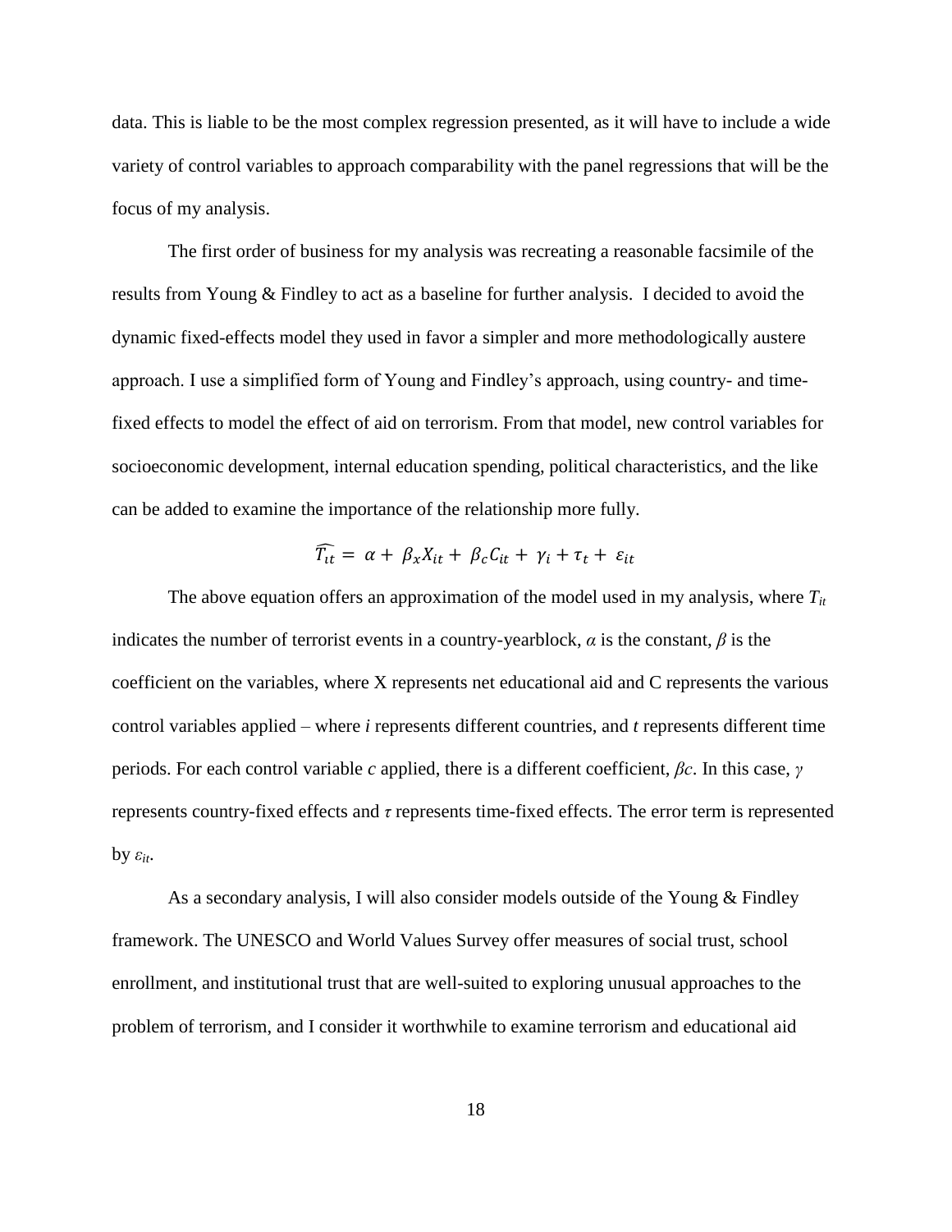data. This is liable to be the most complex regression presented, as it will have to include a wide variety of control variables to approach comparability with the panel regressions that will be the focus of my analysis.

The first order of business for my analysis was recreating a reasonable facsimile of the results from Young & Findley to act as a baseline for further analysis. I decided to avoid the dynamic fixed-effects model they used in favor a simpler and more methodologically austere approach. I use a simplified form of Young and Findley's approach, using country- and time-fixed effects to model the effect of aid on terrorism. From that model, new control variables for socioeconomic development, internal education spending, political characteristics, and the like can be added to examine the importance of the relationship more fully.

$$\widehat{T_{it}} = \alpha + \beta_x X_{it} + \beta_c C_{it} + \gamma_i + \tau_t + \varepsilon_{it}$$

The above equation offers an approximation of the model used in my analysis, where $T_{it}$ indicates the number of terrorist events in a country-yearblock, $\alpha$ is the constant, $\beta$ is the coefficient on the variables, where X represents net educational aid and C represents the various control variables applied – where $i$ represents different countries, and $t$ represents different time periods. For each control variable $c$ applied, there is a different coefficient, $\beta c$. In this case, $\gamma$ represents country-fixed effects and $\tau$ represents time-fixed effects. The error term is represented by $\varepsilon_{it}$.

As a secondary analysis, I will also consider models outside of the Young & Findley framework. The UNESCO and World Values Survey offer measures of social trust, school enrollment, and institutional trust that are well-suited to exploring unusual approaches to the problem of terrorism, and I consider it worthwhile to examine terrorism and educational aid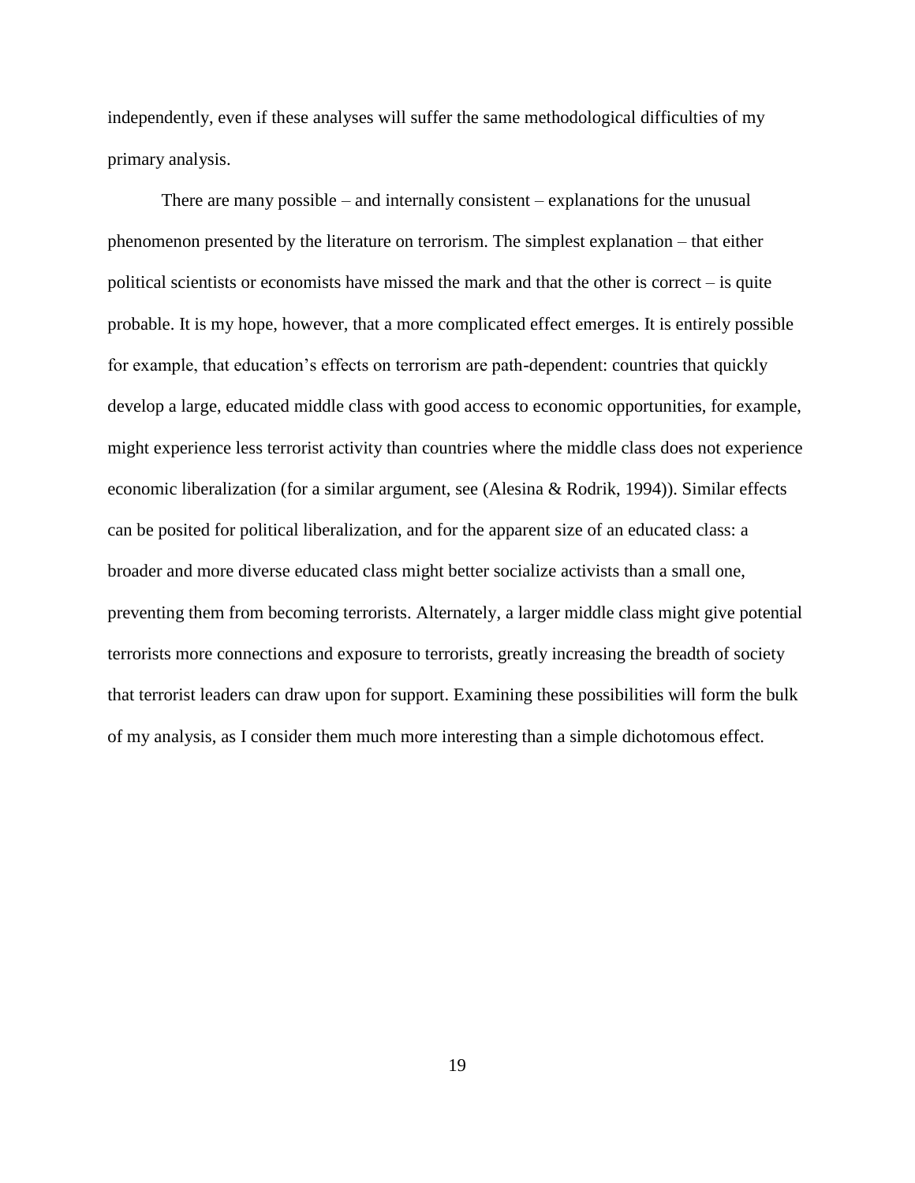independently, even if these analyses will suffer the same methodological difficulties of my primary analysis.

There are many possible – and internally consistent – explanations for the unusual phenomenon presented by the literature on terrorism. The simplest explanation – that either political scientists or economists have missed the mark and that the other is correct – is quite probable. It is my hope, however, that a more complicated effect emerges. It is entirely possible for example, that education's effects on terrorism are path-dependent: countries that quickly develop a large, educated middle class with good access to economic opportunities, for example, might experience less terrorist activity than countries where the middle class does not experience economic liberalization (for a similar argument, see (Alesina & Rodrik, 1994)). Similar effects can be posited for political liberalization, and for the apparent size of an educated class: a broader and more diverse educated class might better socialize activists than a small one, preventing them from becoming terrorists. Alternately, a larger middle class might give potential terrorists more connections and exposure to terrorists, greatly increasing the breadth of society that terrorist leaders can draw upon for support. Examining these possibilities will form the bulk of my analysis, as I consider them much more interesting than a simple dichotomous effect.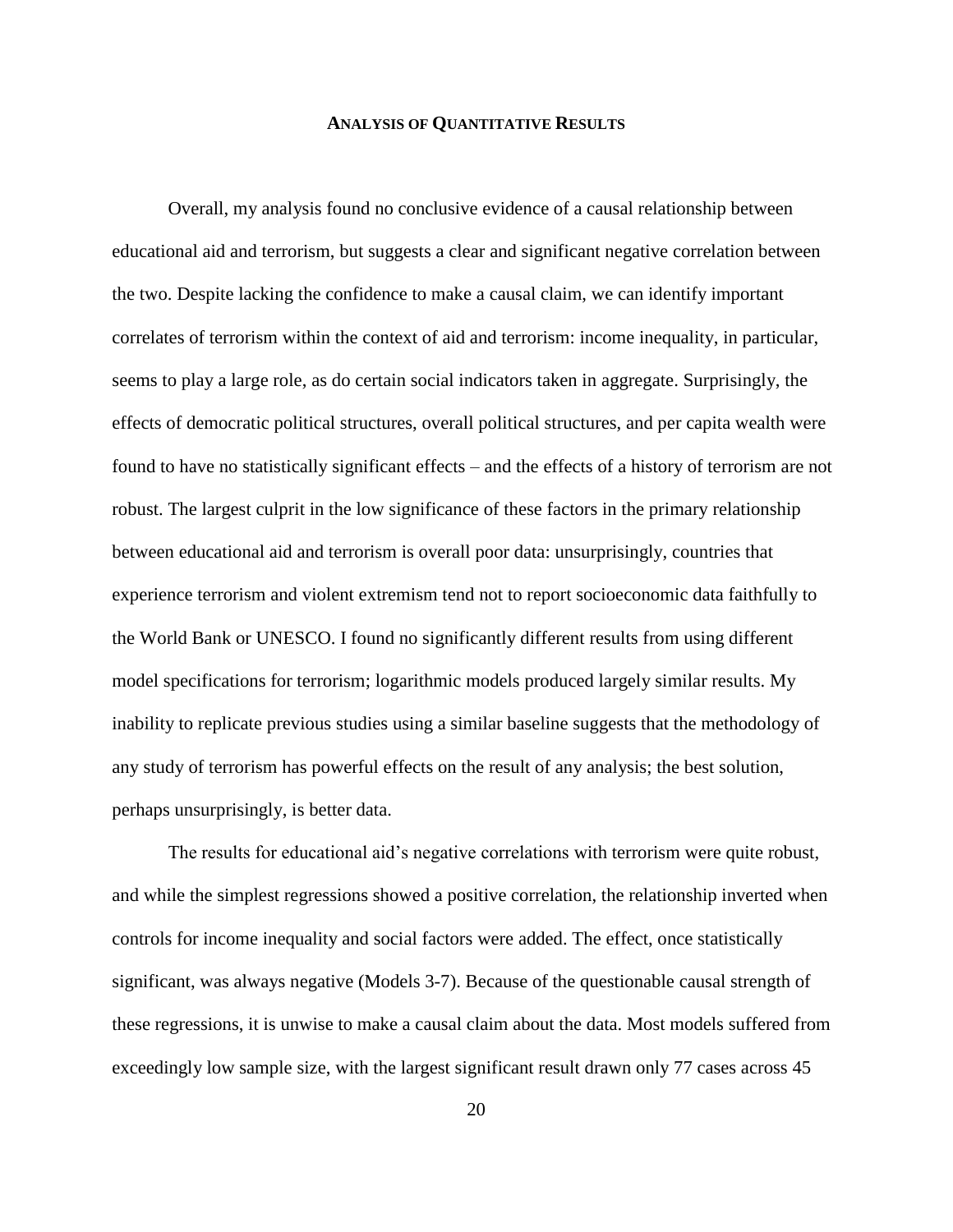## Analysis of Quantitative Results

Overall, my analysis found no conclusive evidence of a causal relationship between educational aid and terrorism, but suggests a clear and significant negative correlation between the two. Despite lacking the confidence to make a causal claim, we can identify important correlates of terrorism within the context of aid and terrorism: income inequality, in particular, seems to play a large role, as do certain social indicators taken in aggregate. Surprisingly, the effects of democratic political structures, overall political structures, and per capita wealth were found to have no statistically significant effects – and the effects of a history of terrorism are not robust. The largest culprit in the low significance of these factors in the primary relationship between educational aid and terrorism is overall poor data: unsurprisingly, countries that experience terrorism and violent extremism tend not to report socioeconomic data faithfully to the World Bank or UNESCO. I found no significantly different results from using different model specifications for terrorism; logarithmic models produced largely similar results. My inability to replicate previous studies using a similar baseline suggests that the methodology of any study of terrorism has powerful effects on the result of any analysis; the best solution, perhaps unsurprisingly, is better data.

The results for educational aid's negative correlations with terrorism were quite robust, and while the simplest regressions showed a positive correlation, the relationship inverted when controls for income inequality and social factors were added. The effect, once statistically significant, was always negative (Models 3-7). Because of the questionable causal strength of these regressions, it is unwise to make a causal claim about the data. Most models suffered from exceedingly low sample size, with the largest significant result drawn only 77 cases across 45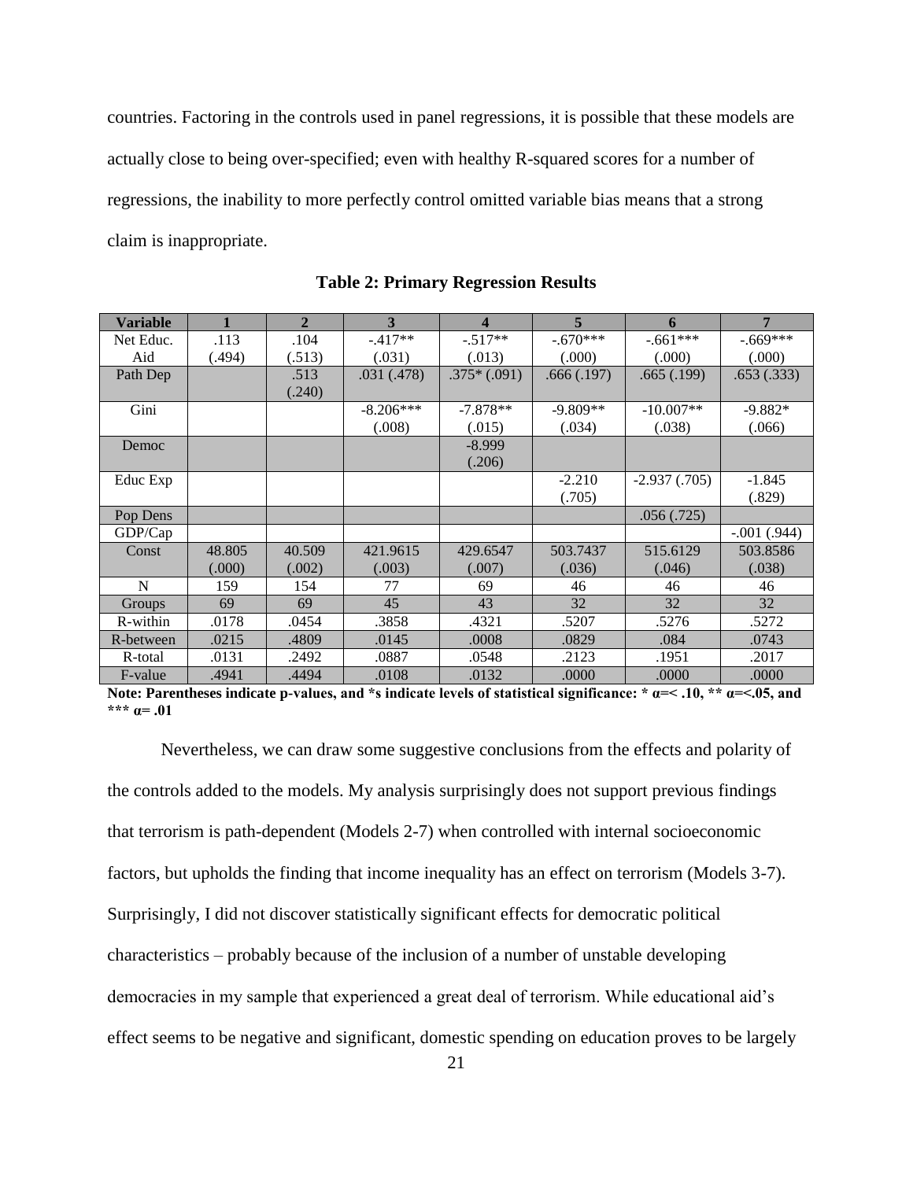countries. Factoring in the controls used in panel regressions, it is possible that these models are actually close to being over-specified; even with healthy R-squared scores for a number of regressions, the inability to more perfectly control omitted variable bias means that a strong claim is inappropriate.

**Table 2: Primary Regression Results**

| Variable | 1 | 2 | 3 | 4 | 5 | 6 | 7 |
|---|---|---|---|---|---|---|---|
| Net Educ. Aid | .113 (.494) | .104 (.513) | -.417** (.031) | -.517** (.013) | -.670*** (.000) | -.661*** (.000) | -.669*** (.000) |
| Path Dep | | .513 (.240) | .031 (.478) | .375* (.091) | .666 (.197) | .665 (.199) | .653 (.333) |
| Gini | | | -8.206*** (.008) | -7.878** (.015) | -9.809** (.034) | -10.007** (.038) | -9.882* (.066) |
| Democ | | | | -8.999 (.206) | | | |
| Educ Exp | | | | | -2.210 (.705) | -2.937 (.705) | -1.845 (.829) |
| Pop Dens | | | | | | .056 (.725) | |
| GDP/Cap | | | | | | | -.001 (.944) |
| Const | 48.805 (.000) | 40.509 (.002) | 421.9615 (.003) | 429.6547 (.007) | 503.7437 (.036) | 515.6129 (.046) | 503.8586 (.038) |
| N | 159 | 154 | 77 | 69 | 46 | 46 | 46 |
| Groups | 69 | 69 | 45 | 43 | 32 | 32 | 32 |
| R-within | .0178 | .0454 | .3858 | .4321 | .5207 | .5276 | .5272 |
| R-between | .0215 | .4809 | .0145 | .0008 | .0829 | .084 | .0743 |
| R-total | .0131 | .2492 | .0887 | .0548 | .2123 | .1951 | .2017 |
| F-value | .4941 | .4494 | .0108 | .0132 | .0000 | .0000 | .0000 |

**Note: Parentheses indicate p-values, and *s indicate levels of statistical significance: * α=< .10, ** α=<.05, and *** α= .01**

Nevertheless, we can draw some suggestive conclusions from the effects and polarity of the controls added to the models. My analysis surprisingly does not support previous findings that terrorism is path-dependent (Models 2-7) when controlled with internal socioeconomic factors, but upholds the finding that income inequality has an effect on terrorism (Models 3-7). Surprisingly, I did not discover statistically significant effects for democratic political characteristics – probably because of the inclusion of a number of unstable developing democracies in my sample that experienced a great deal of terrorism. While educational aid's effect seems to be negative and significant, domestic spending on education proves to be largely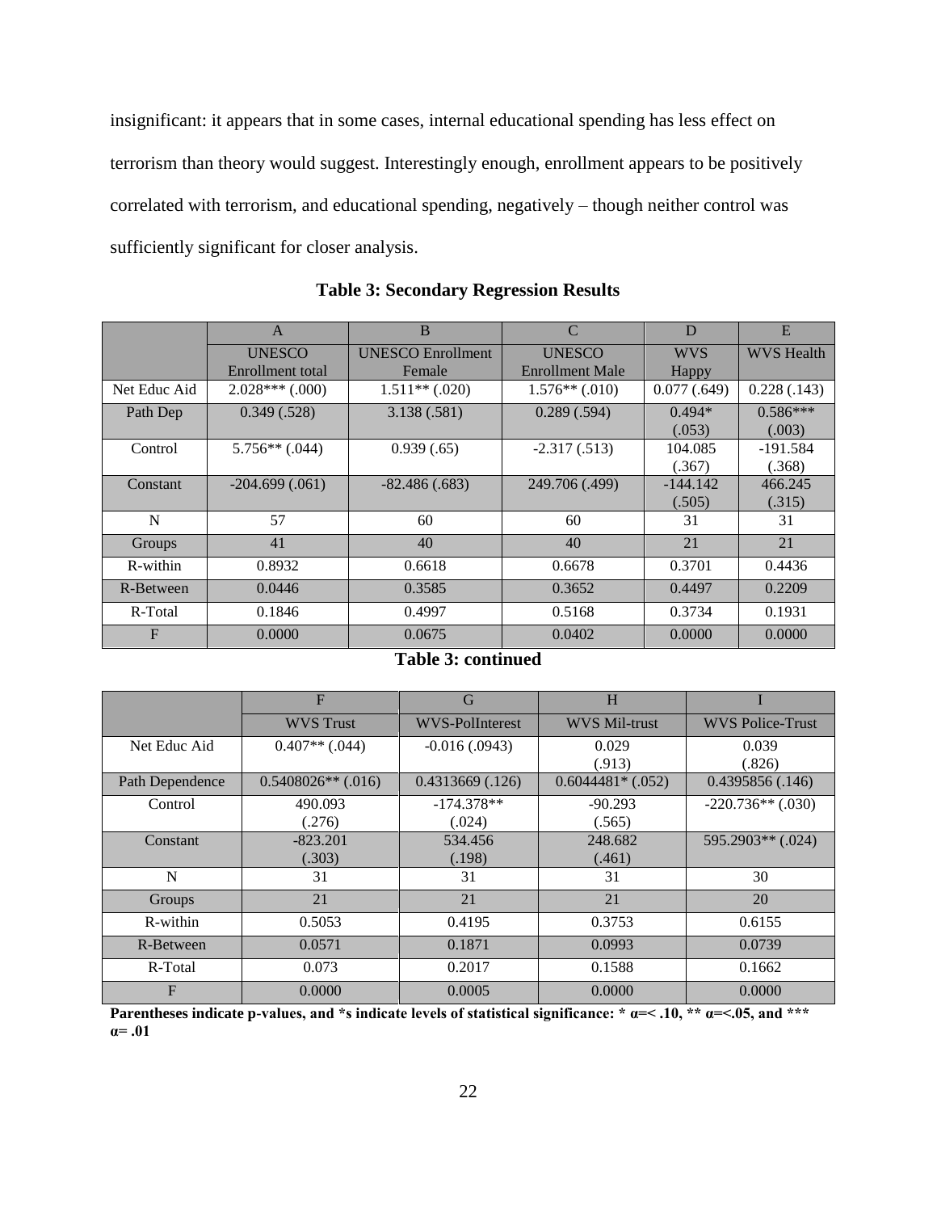insignificant: it appears that in some cases, internal educational spending has less effect on terrorism than theory would suggest. Interestingly enough, enrollment appears to be positively correlated with terrorism, and educational spending, negatively – though neither control was sufficiently significant for closer analysis.

**Table 3: Secondary Regression Results**

| | A | B | C | D | E |
|---|---|---|---|---|---|
| | UNESCO Enrollment total | UNESCO Enrollment Female | UNESCO Enrollment Male | WVS Happy | WVS Health |
| Net Educ Aid | 2.028*** (.000) | 1.511** (.020) | 1.576** (.010) | 0.077 (.649) | 0.228 (.143) |
| Path Dep | 0.349 (.528) | 3.138 (.581) | 0.289 (.594) | 0.494* (.053) | 0.586*** (.003) |
| Control | 5.756** (.044) | 0.939 (.65) | -2.317 (.513) | 104.085 (.367) | -191.584 (.368) |
| Constant | -204.699 (.061) | -82.486 (.683) | 249.706 (.499) | -144.142 (.505) | 466.245 (.315) |
| N | 57 | 60 | 60 | 31 | 31 |
| Groups | 41 | 40 | 40 | 21 | 21 |
| R-within | 0.8932 | 0.6618 | 0.6678 | 0.3701 | 0.4436 |
| R-Between | 0.0446 | 0.3585 | 0.3652 | 0.4497 | 0.2209 |
| R-Total | 0.1846 | 0.4997 | 0.5168 | 0.3734 | 0.1931 |
| F | 0.0000 | 0.0675 | 0.0402 | 0.0000 | 0.0000 |

**Table 3: continued**

| | F | G | H | I |
|---|---|---|---|---|
| | WVS Trust | WVS-PolInterest | WVS Mil-trust | WVS Police-Trust |
| Net Educ Aid | 0.407** (.044) | -0.016 (.0943) | 0.029 (.913) | 0.039 (.826) |
| Path Dependence | 0.5408026** (.016) | 0.4313669 (.126) | 0.6044481* (.052) | 0.4395856 (.146) |
| Control | 490.093 (.276) | -174.378** (.024) | -90.293 (.565) | -220.736** (.030) |
| Constant | -823.201 (.303) | 534.456 (.198) | 248.682 (.461) | 595.2903** (.024) |
| N | 31 | 31 | 31 | 30 |
| Groups | 21 | 21 | 21 | 20 |
| R-within | 0.5053 | 0.4195 | 0.3753 | 0.6155 |
| R-Between | 0.0571 | 0.1871 | 0.0993 | 0.0739 |
| R-Total | 0.073 | 0.2017 | 0.1588 | 0.1662 |
| F | 0.0000 | 0.0005 | 0.0000 | 0.0000 |

**Parentheses indicate p-values, and *s indicate levels of statistical significance: * α=< .10, ** α=<.05, and *** α= .01**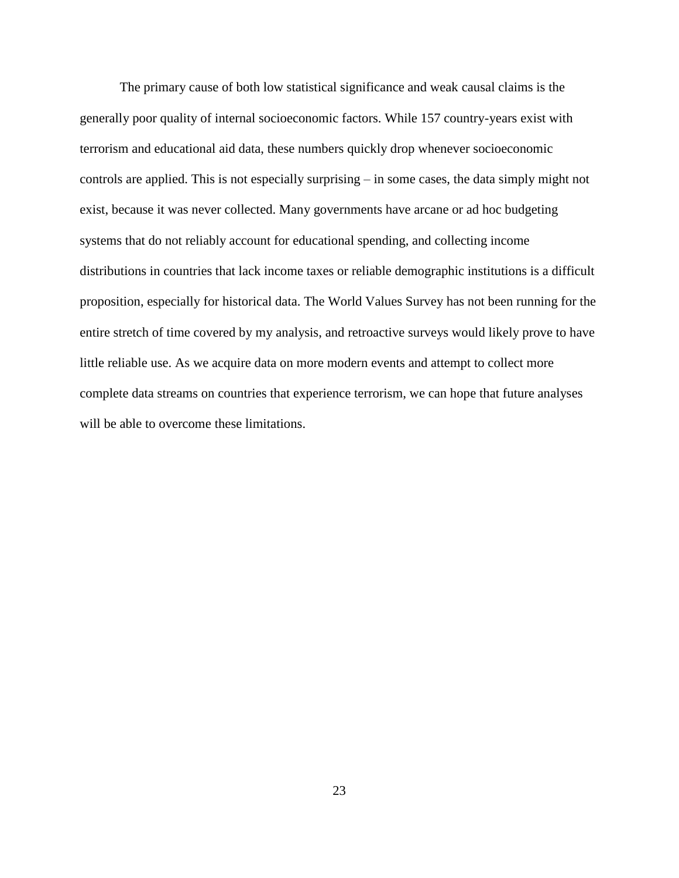The primary cause of both low statistical significance and weak causal claims is the generally poor quality of internal socioeconomic factors. While 157 country-years exist with terrorism and educational aid data, these numbers quickly drop whenever socioeconomic controls are applied. This is not especially surprising – in some cases, the data simply might not exist, because it was never collected. Many governments have arcane or ad hoc budgeting systems that do not reliably account for educational spending, and collecting income distributions in countries that lack income taxes or reliable demographic institutions is a difficult proposition, especially for historical data. The World Values Survey has not been running for the entire stretch of time covered by my analysis, and retroactive surveys would likely prove to have little reliable use. As we acquire data on more modern events and attempt to collect more complete data streams on countries that experience terrorism, we can hope that future analyses will be able to overcome these limitations.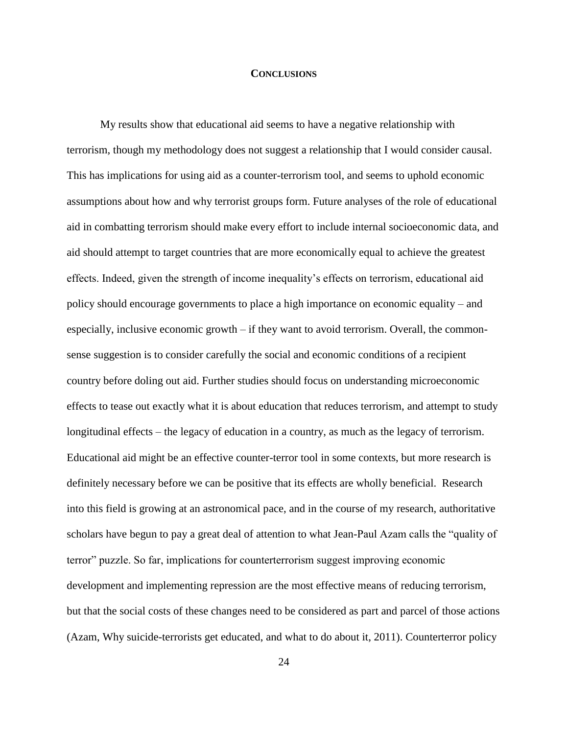# CONCLUSIONS

My results show that educational aid seems to have a negative relationship with terrorism, though my methodology does not suggest a relationship that I would consider causal. This has implications for using aid as a counter-terrorism tool, and seems to uphold economic assumptions about how and why terrorist groups form. Future analyses of the role of educational aid in combatting terrorism should make every effort to include internal socioeconomic data, and aid should attempt to target countries that are more economically equal to achieve the greatest effects. Indeed, given the strength of income inequality's effects on terrorism, educational aid policy should encourage governments to place a high importance on economic equality – and especially, inclusive economic growth – if they want to avoid terrorism. Overall, the common-sense suggestion is to consider carefully the social and economic conditions of a recipient country before doling out aid. Further studies should focus on understanding microeconomic effects to tease out exactly what it is about education that reduces terrorism, and attempt to study longitudinal effects – the legacy of education in a country, as much as the legacy of terrorism. Educational aid might be an effective counter-terror tool in some contexts, but more research is definitely necessary before we can be positive that its effects are wholly beneficial. Research into this field is growing at an astronomical pace, and in the course of my research, authoritative scholars have begun to pay a great deal of attention to what Jean-Paul Azam calls the "quality of terror" puzzle. So far, implications for counterterrorism suggest improving economic development and implementing repression are the most effective means of reducing terrorism, but that the social costs of these changes need to be considered as part and parcel of those actions (Azam, Why suicide-terrorists get educated, and what to do about it, 2011). Counterterror policy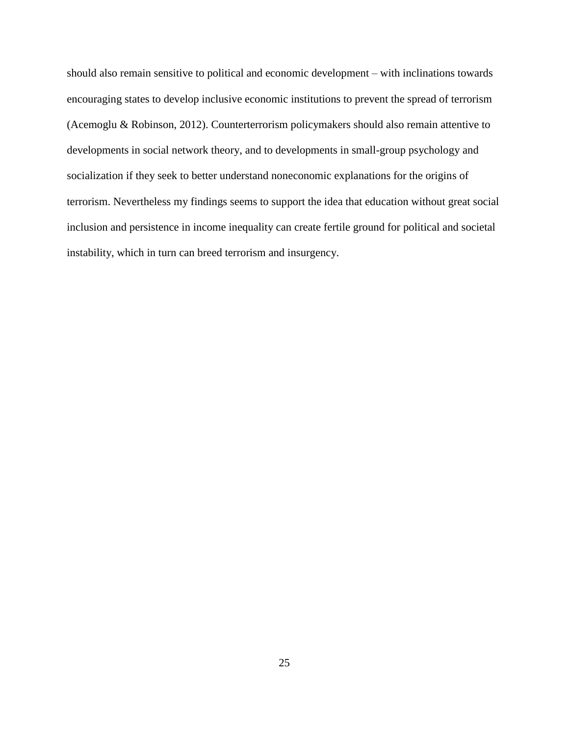should also remain sensitive to political and economic development – with inclinations towards encouraging states to develop inclusive economic institutions to prevent the spread of terrorism (Acemoglu & Robinson, 2012). Counterterrorism policymakers should also remain attentive to developments in social network theory, and to developments in small-group psychology and socialization if they seek to better understand noneconomic explanations for the origins of terrorism. Nevertheless my findings seems to support the idea that education without great social inclusion and persistence in income inequality can create fertile ground for political and societal instability, which in turn can breed terrorism and insurgency.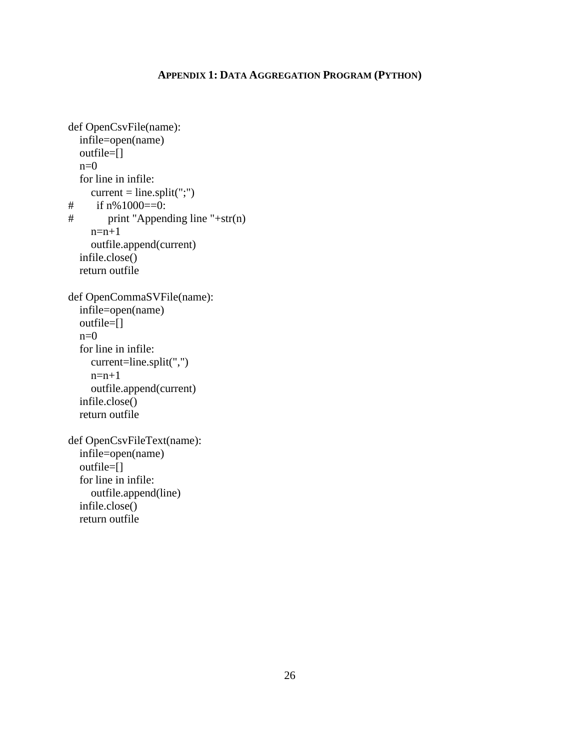## Appendix 1: Data Aggregation Program (Python)

```
def OpenCsvFile(name):
    infile=open(name)
    outfile=[]
    n=0
    for line in infile:
        current = line.split(";")
#       if n%1000==0:
#           print "Appending line "+str(n)
        n=n+1
        outfile.append(current)
    infile.close()
    return outfile

def OpenCommaSVFile(name):
    infile=open(name)
    outfile=[]
    n=0
    for line in infile:
        current=line.split(",")
        n=n+1
        outfile.append(current)
    infile.close()
    return outfile

def OpenCsvFileText(name):
    infile=open(name)
    outfile=[]
    for line in infile:
        outfile.append(line)
    infile.close()
    return outfile
```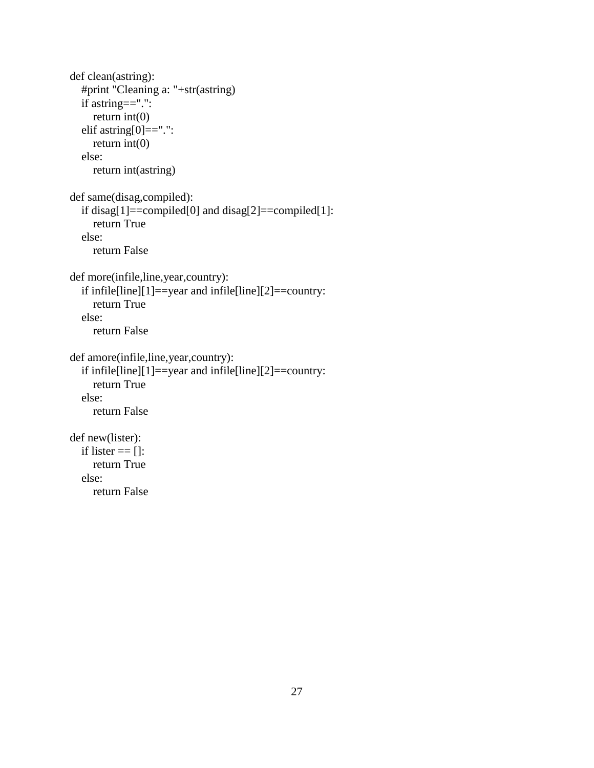```
def clean(astring):
    #print "Cleaning a: "+str(astring)
    if astring==".":
        return int(0)
    elif astring[0]==".":
        return int(0)
    else:
        return int(astring)

def same(disag,compiled):
    if disag[1]==compiled[0] and disag[2]==compiled[1]:
        return True
    else:
        return False

def more(infile,line,year,country):
    if infile[line][1]==year and infile[line][2]==country:
        return True
    else:
        return False

def amore(infile,line,year,country):
    if infile[line][1]==year and infile[line][2]==country:
        return True
    else:
        return False

def new(lister):
    if lister == []:
        return True
    else:
        return False
```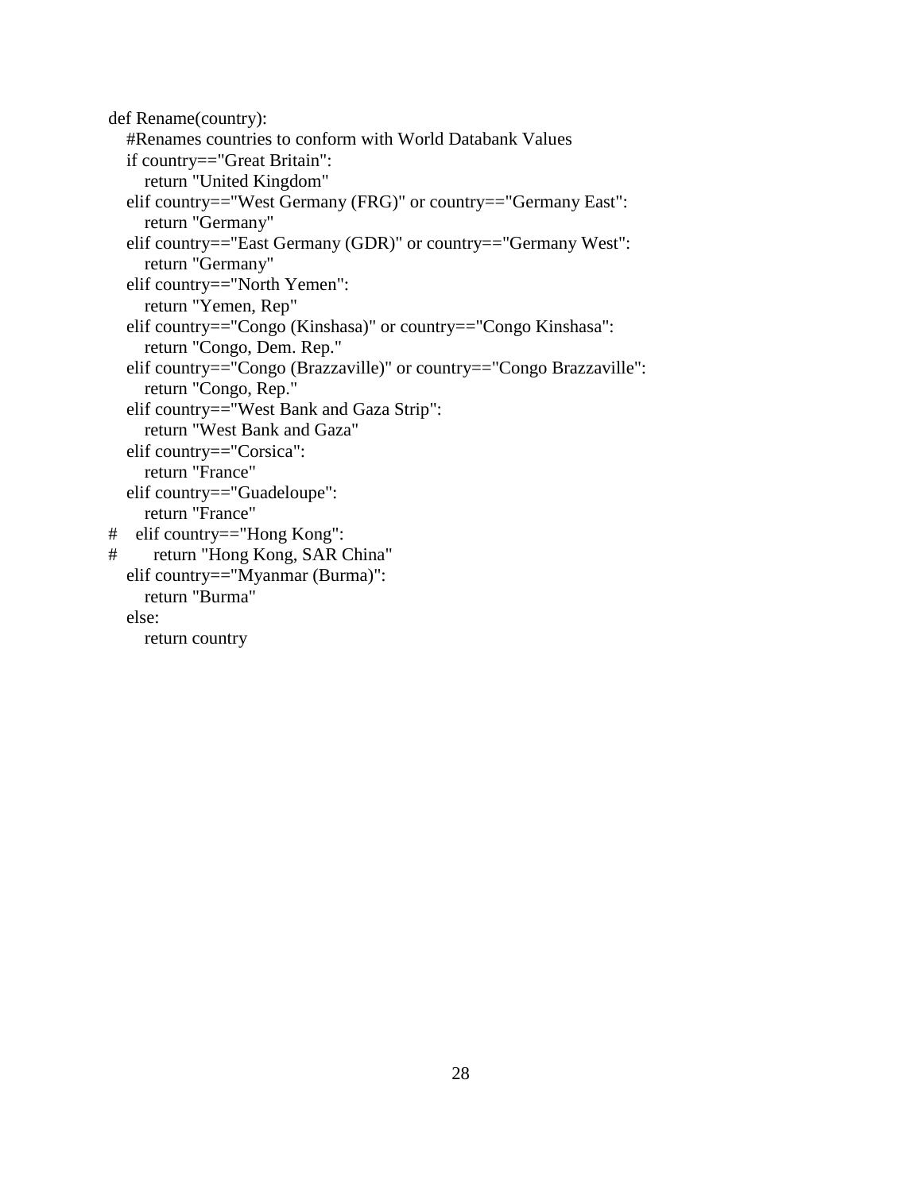```python
def Rename(country):
    #Renames countries to conform with World Databank Values
    if country=="Great Britain":
        return "United Kingdom"
    elif country=="West Germany (FRG)" or country=="Germany East":
        return "Germany"
    elif country=="East Germany (GDR)" or country=="Germany West":
        return "Germany"
    elif country=="North Yemen":
        return "Yemen, Rep"
    elif country=="Congo (Kinshasa)" or country=="Congo Kinshasa":
        return "Congo, Dem. Rep."
    elif country=="Congo (Brazzaville)" or country=="Congo Brazzaville":
        return "Congo, Rep."
    elif country=="West Bank and Gaza Strip":
        return "West Bank and Gaza"
    elif country=="Corsica":
        return "France"
    elif country=="Guadeloupe":
        return "France"
#    elif country=="Hong Kong":
#        return "Hong Kong, SAR China"
    elif country=="Myanmar (Burma)":
        return "Burma"
    else:
        return country
```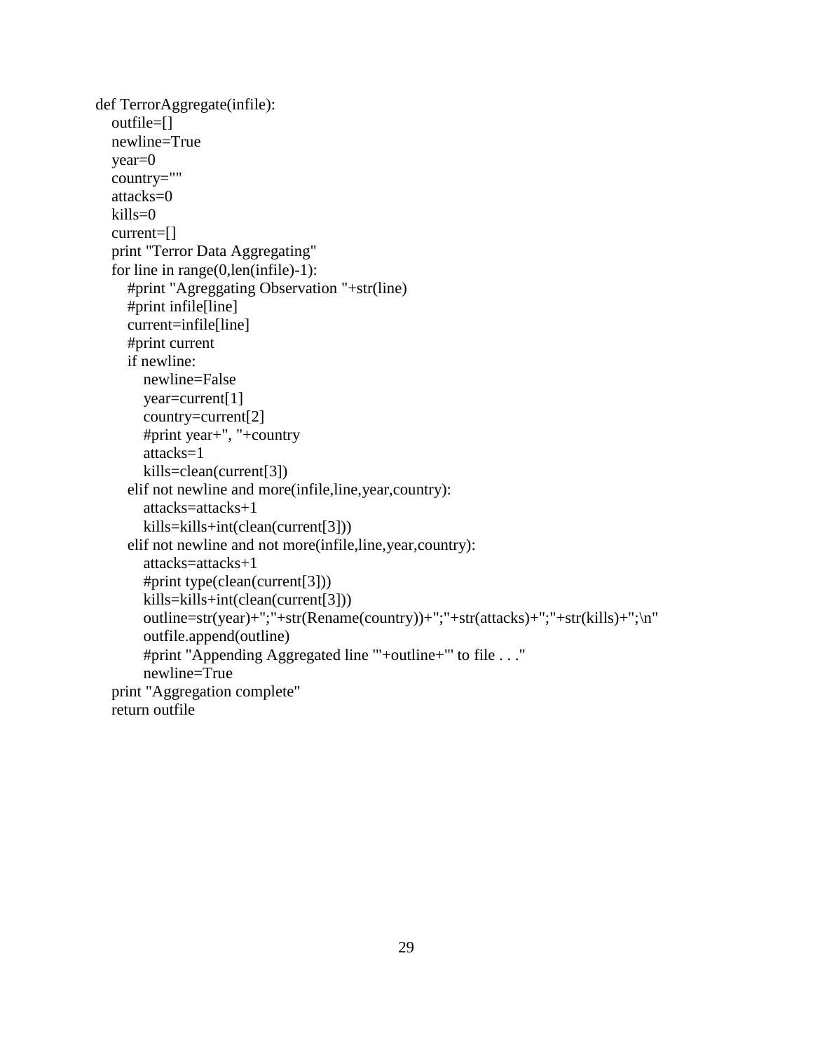```
def TerrorAggregate(infile):
    outfile=[]
    newline=True
    year=0
    country=""
    attacks=0
    kills=0
    current=[]
    print "Terror Data Aggregating"
    for line in range(0,len(infile)-1):
        #print "Agreggating Observation "+str(line)
        #print infile[line]
        current=infile[line]
        #print current
        if newline:
            newline=False
            year=current[1]
            country=current[2]
            #print year+", "+country
            attacks=1
            kills=clean(current[3])
        elif not newline and more(infile,line,year,country):
            attacks=attacks+1
            kills=kills+int(clean(current[3]))
        elif not newline and not more(infile,line,year,country):
            attacks=attacks+1
            #print type(clean(current[3]))
            kills=kills+int(clean(current[3]))
            outline=str(year)+";"+str(Rename(country))+";"+str(attacks)+";"+str(kills)+";\n"
            outfile.append(outline)
            #print "Appending Aggregated line '"+outline+"' to file . . ."
            newline=True
    print "Aggregation complete"
    return outfile
```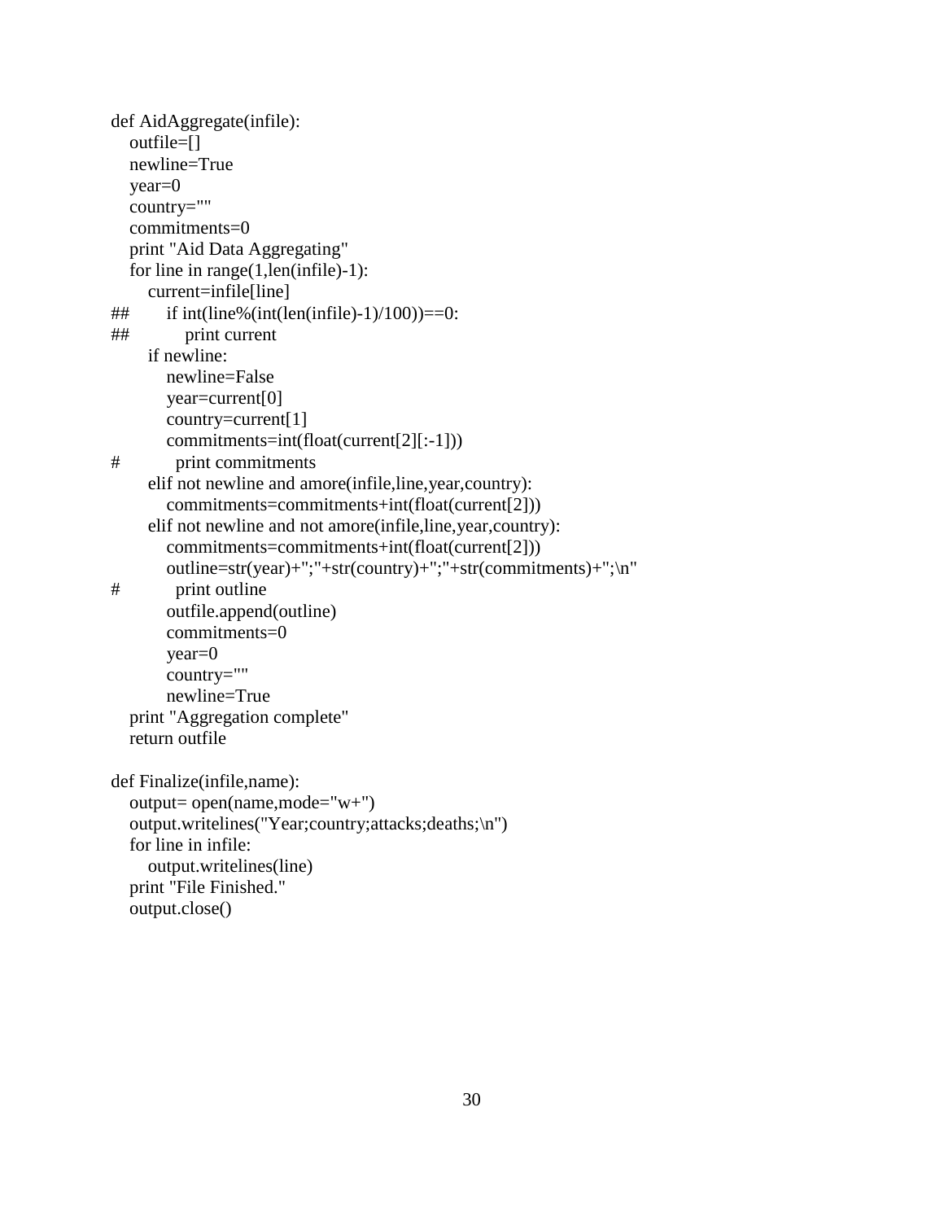```
def AidAggregate(infile):
   outfile=[]
   newline=True
   year=0
   country=""
   commitments=0
   print "Aid Data Aggregating"
   for line in range(1,len(infile)-1):
      current=infile[line]
##        if int(line%(int(len(infile)-1)/100))==0:
##            print current
      if newline:
         newline=False
         year=current[0]
         country=current[1]
         commitments=int(float(current[2][:-1]))
#            print commitments
      elif not newline and amore(infile,line,year,country):
         commitments=commitments+int(float(current[2]))
      elif not newline and not amore(infile,line,year,country):
         commitments=commitments+int(float(current[2]))
         outline=str(year)+";"+str(country)+";"+str(commitments)+";\n"
#            print outline
         outfile.append(outline)
         commitments=0
         year=0
         country=""
         newline=True
   print "Aggregation complete"
   return outfile

def Finalize(infile,name):
   output= open(name,mode="w+")
   output.writelines("Year;country;attacks;deaths;\n")
   for line in infile:
      output.writelines(line)
   print "File Finished."
   output.close()
```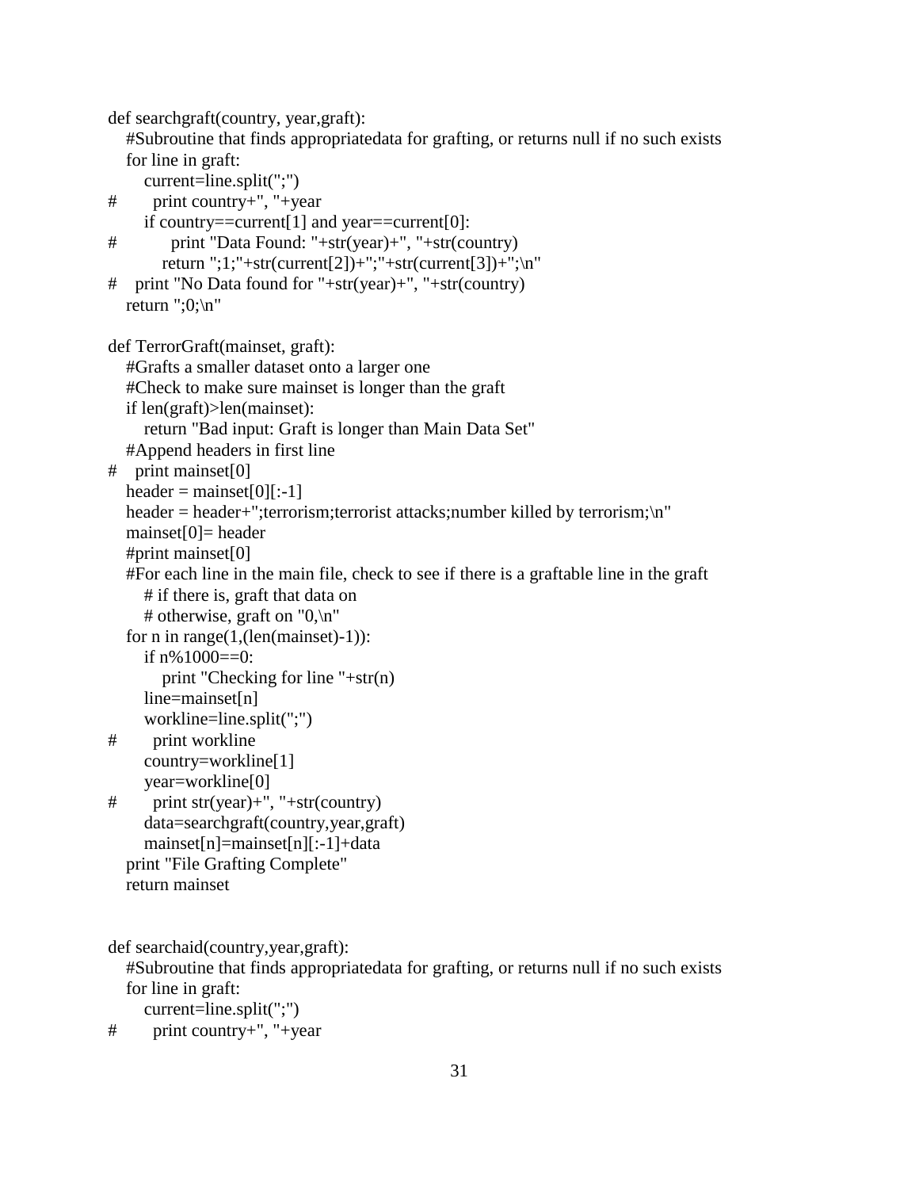```
def searchgraft(country, year,graft):
    #Subroutine that finds appropriatedata for grafting, or returns null if no such exists
    for line in graft:
        current=line.split(";")
#       print country+", "+year
        if country==current[1] and year==current[0]:
#           print "Data Found: "+str(year)+", "+str(country)
            return ";1;"+str(current[2])+";"+str(current[3])+";\n"
#   print "No Data found for "+str(year)+", "+str(country)
    return ";0;\n"

def TerrorGraft(mainset, graft):
    #Grafts a smaller dataset onto a larger one
    #Check to make sure mainset is longer than the graft
    if len(graft)>len(mainset):
        return "Bad input: Graft is longer than Main Data Set"
    #Append headers in first line
#   print mainset[0]
    header = mainset[0][:-1]
    header = header+";terrorism;terrorist attacks;number killed by terrorism;\n"
    mainset[0]= header
    #print mainset[0]
    #For each line in the main file, check to see if there is a graftable line in the graft
        # if there is, graft that data on
        # otherwise, graft on "0,\n"
    for n in range(1,(len(mainset)-1)):
        if n%1000==0:
            print "Checking for line "+str(n)
        line=mainset[n]
        workline=line.split(";")
#       print workline
        country=workline[1]
        year=workline[0]
#       print str(year)+", "+str(country)
        data=searchgraft(country,year,graft)
        mainset[n]=mainset[n][:-1]+data
    print "File Grafting Complete"
    return mainset


def searchaid(country,year,graft):
    #Subroutine that finds appropriatedata for grafting, or returns null if no such exists
    for line in graft:
        current=line.split(";")
#       print country+", "+year
```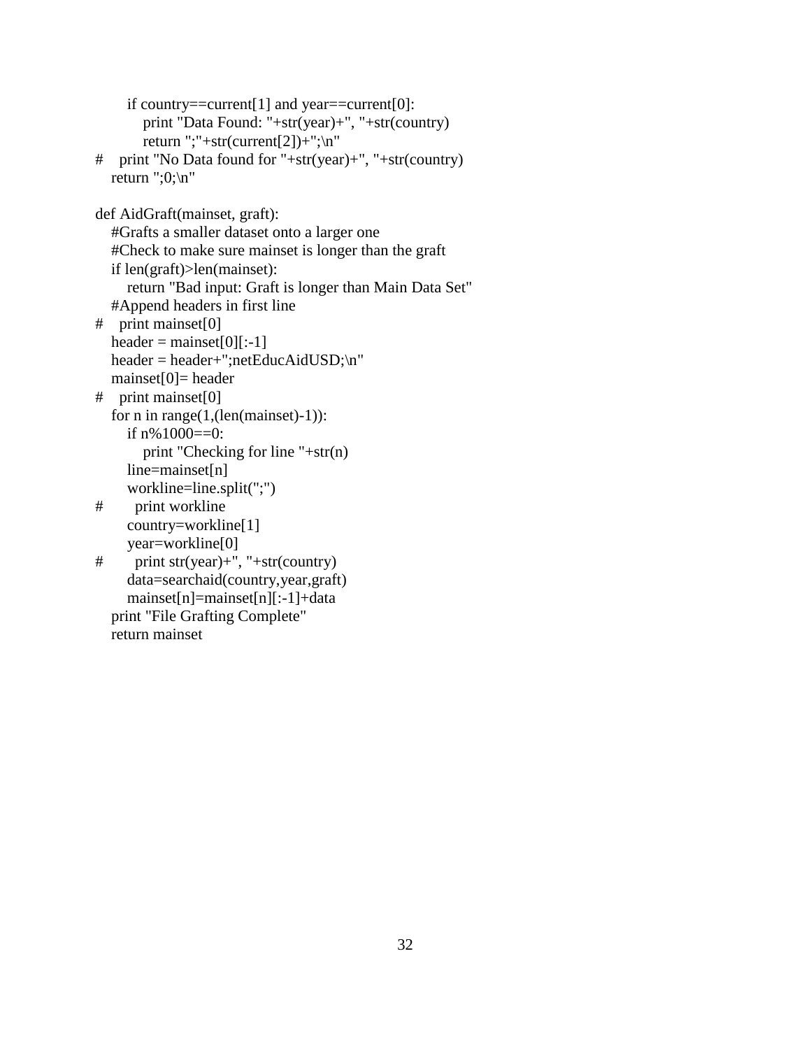```
        if country==current[1] and year==current[0]:
            print "Data Found: "+str(year)+", "+str(country)
            return ";"+str(current[2])+";\n"
#    print "No Data found for "+str(year)+", "+str(country)
    return ";0;\n"

def AidGraft(mainset, graft):
    #Grafts a smaller dataset onto a larger one
    #Check to make sure mainset is longer than the graft
    if len(graft)>len(mainset):
        return "Bad input: Graft is longer than Main Data Set"
    #Append headers in first line
#    print mainset[0]
    header = mainset[0][:-1]
    header = header+";netEducAidUSD;\n"
    mainset[0]= header
#    print mainset[0]
    for n in range(1,(len(mainset)-1)):
        if n%1000==0:
            print "Checking for line "+str(n)
        line=mainset[n]
        workline=line.split(";")
#        print workline
        country=workline[1]
        year=workline[0]
#        print str(year)+", "+str(country)
        data=searchaid(country,year,graft)
        mainset[n]=mainset[n][:-1]+data
    print "File Grafting Complete"
    return mainset
```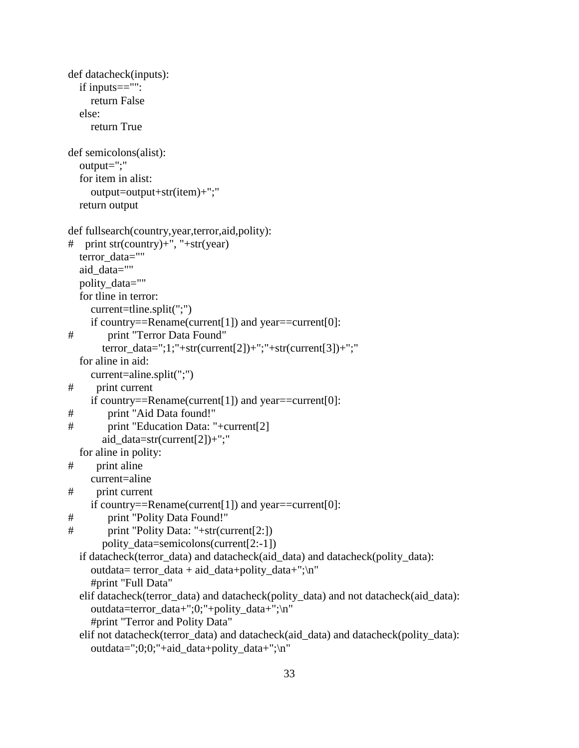```
def datacheck(inputs):
    if inputs=="":
        return False
    else:
        return True

def semicolons(alist):
    output=";"
    for item in alist:
        output=output+str(item)+";"
    return output

def fullsearch(country,year,terror,aid,polity):
#   print str(country)+", "+str(year)
    terror_data=""
    aid_data=""
    polity_data=""
    for tline in terror:
        current=tline.split(";")
        if country==Rename(current[1]) and year==current[0]:
#           print "Terror Data Found"
            terror_data=";1;"+str(current[2])+";"+str(current[3])+";"
    for aline in aid:
        current=aline.split(";")
#       print current
        if country==Rename(current[1]) and year==current[0]:
#           print "Aid Data found!"
#           print "Education Data: "+current[2]
            aid_data=str(current[2])+";"
    for aline in polity:
#       print aline
        current=aline
#       print current
        if country==Rename(current[1]) and year==current[0]:
#           print "Polity Data Found!"
#           print "Polity Data: "+str(current[2:])
            polity_data=semicolons(current[2:-1])
    if datacheck(terror_data) and datacheck(aid_data) and datacheck(polity_data):
        outdata= terror_data + aid_data+polity_data+";\n"
        #print "Full Data"
    elif datacheck(terror_data) and datacheck(polity_data) and not datacheck(aid_data):
        outdata=terror_data+";0;"+polity_data+";\n"
        #print "Terror and Polity Data"
    elif not datacheck(terror_data) and datacheck(aid_data) and datacheck(polity_data):
        outdata=";0;0;"+aid_data+polity_data+";\n"
```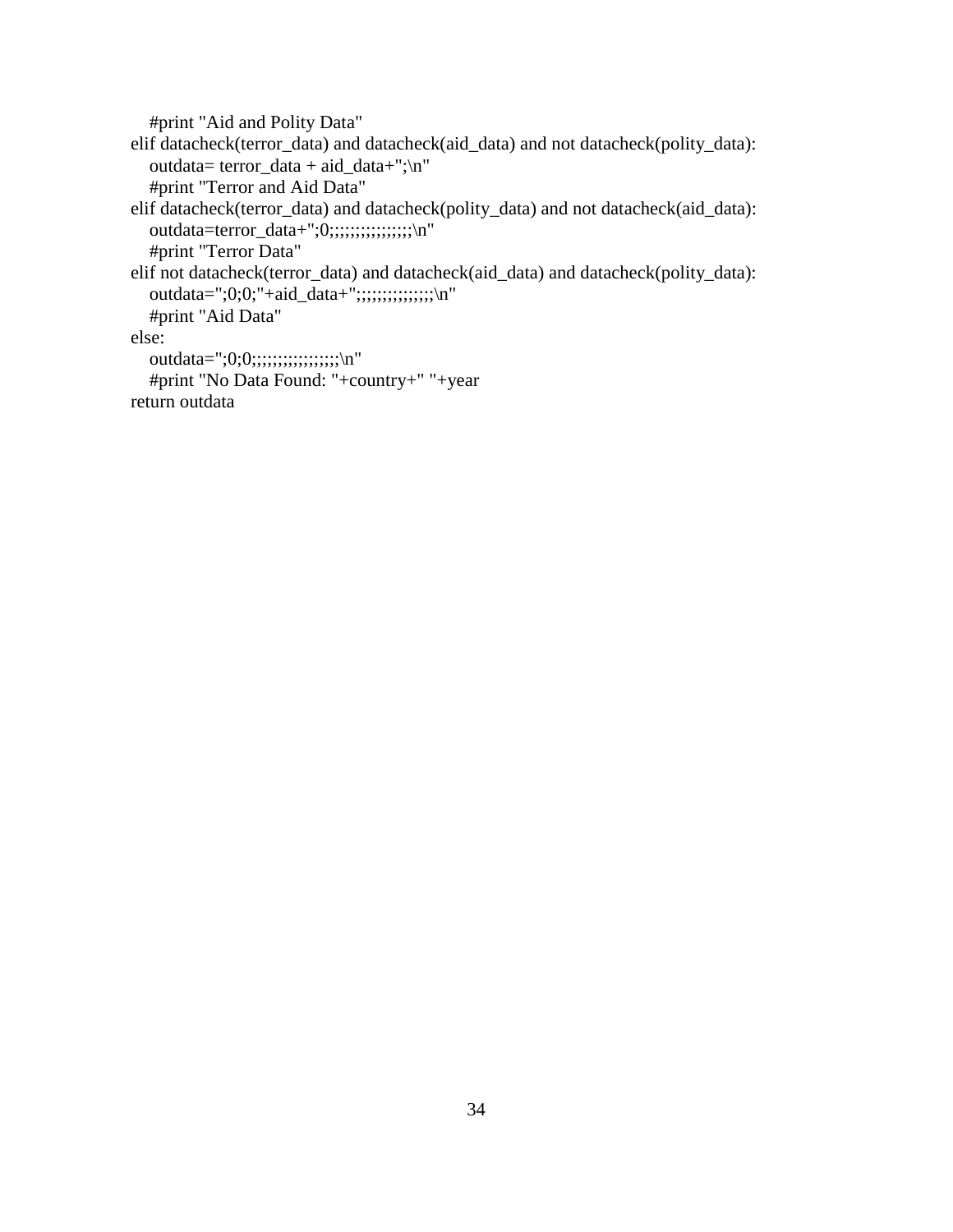```
    #print "Aid and Polity Data"
elif datacheck(terror_data) and datacheck(aid_data) and not datacheck(polity_data):
    outdata= terror_data + aid_data+";\n"
    #print "Terror and Aid Data"
elif datacheck(terror_data) and datacheck(polity_data) and not datacheck(aid_data):
    outdata=terror_data+";0;;;;;;;;;;;;;;;\n"
    #print "Terror Data"
elif not datacheck(terror_data) and datacheck(aid_data) and datacheck(polity_data):
    outdata=";0;0;"+aid_data+";;;;;;;;;;;;;;\n"
    #print "Aid Data"
else:
    outdata=";0;0;;;;;;;;;;;;;;;;\n"
    #print "No Data Found: "+country+" "+year
return outdata
```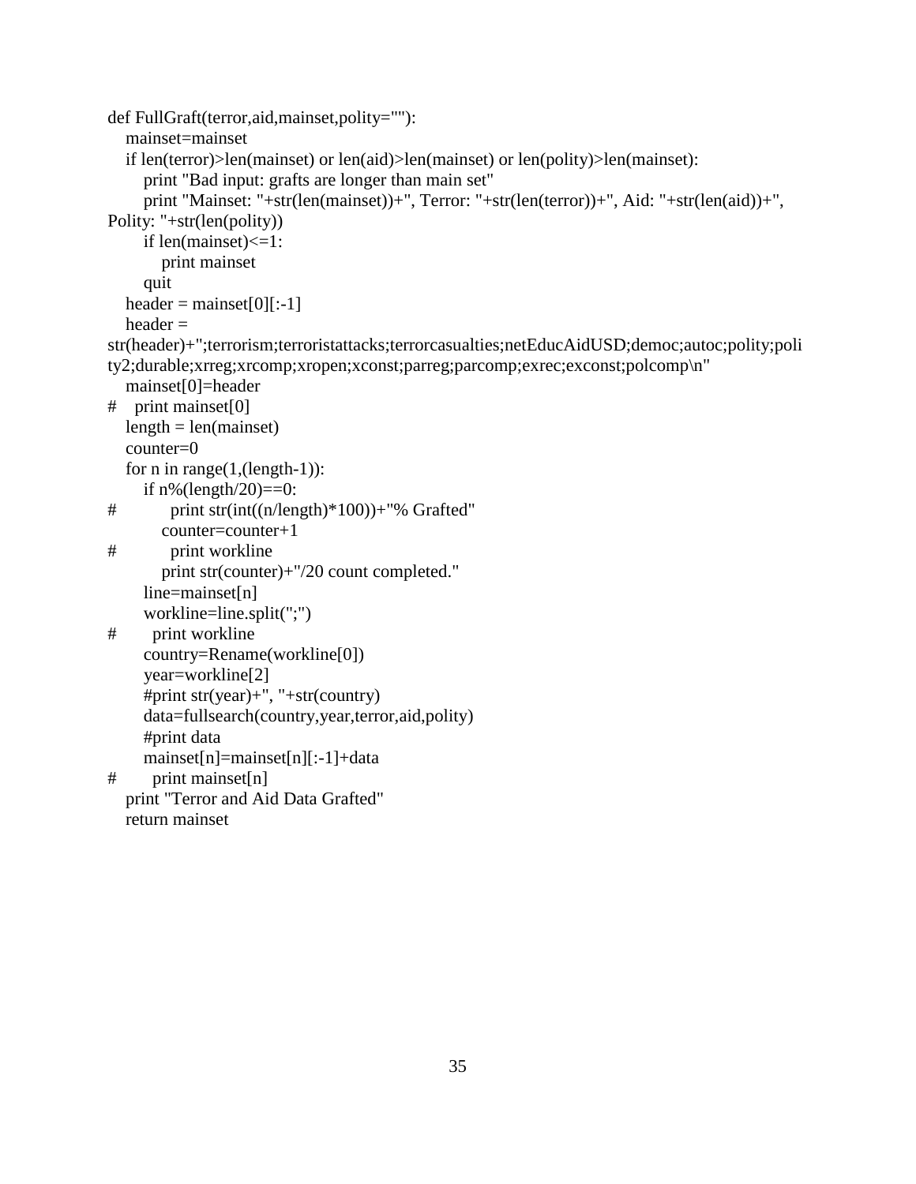```
def FullGraft(terror,aid,mainset,polity=""):
    mainset=mainset
    if len(terror)>len(mainset) or len(aid)>len(mainset) or len(polity)>len(mainset):
        print "Bad input: grafts are longer than main set"
        print "Mainset: "+str(len(mainset))+", Terror: "+str(len(terror))+", Aid: "+str(len(aid))+", Polity: "+str(len(polity))
        if len(mainset)<=1:
            print mainset
        quit
    header = mainset[0][:-1]
    header = str(header)+";terrorism;terroristattacks;terrorcasualties;netEducAidUSD;democ;autoc;polity;polity2;durable;xrreg;xrcomp;xropen;xconst;parreg;parcomp;exrec;exconst;polcomp\n"
    mainset[0]=header
#    print mainset[0]
    length = len(mainset)
    counter=0
    for n in range(1,(length-1)):
        if n%(length/20)==0:
#            print str(int((n/length)*100))+"% Grafted"
            counter=counter+1
#            print workline
            print str(counter)+"/20 count completed."
        line=mainset[n]
        workline=line.split(";")
#        print workline
        country=Rename(workline[0])
        year=workline[2]
        #print str(year)+", "+str(country)
        data=fullsearch(country,year,terror,aid,polity)
        #print data
        mainset[n]=mainset[n][:-1]+data
#        print mainset[n]
    print "Terror and Aid Data Grafted"
    return mainset
```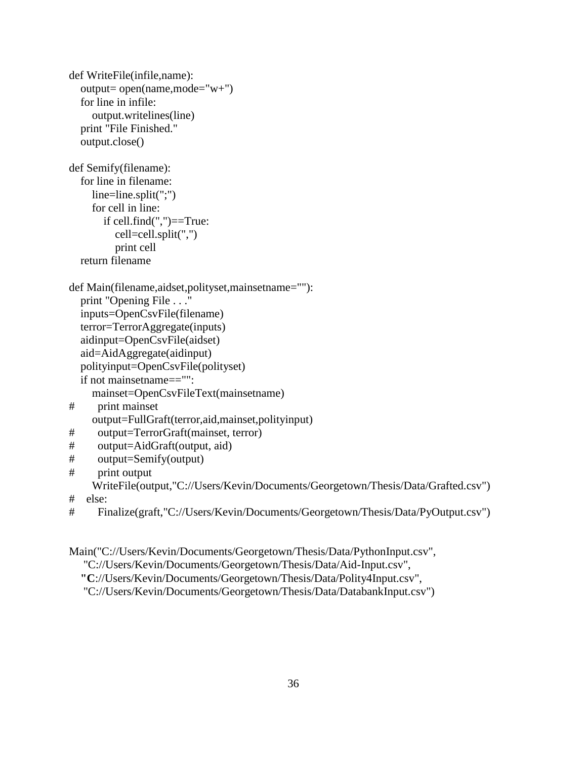```
def WriteFile(infile,name):
    output= open(name,mode="w+")
    for line in infile:
        output.writelines(line)
    print "File Finished."
    output.close()

def Semify(filename):
    for line in filename:
        line=line.split(";")
        for cell in line:
            if cell.find(",")==True:
                cell=cell.split(",")
                print cell
    return filename

def Main(filename,aidset,polityset,mainsetname=""):
    print "Opening File . . ."
    inputs=OpenCsvFile(filename)
    terror=TerrorAggregate(inputs)
    aidinput=OpenCsvFile(aidset)
    aid=AidAggregate(aidinput)
    polityinput=OpenCsvFile(polityset)
    if not mainsetname=="":
        mainset=OpenCsvFileText(mainsetname)
#       print mainset
        output=FullGraft(terror,aid,mainset,polityinput)
#       output=TerrorGraft(mainset, terror)
#       output=AidGraft(output, aid)
#       output=Semify(output)
#       print output
        WriteFile(output,"C://Users/Kevin/Documents/Georgetown/Thesis/Data/Grafted.csv")
#   else:
#       Finalize(graft,"C://Users/Kevin/Documents/Georgetown/Thesis/Data/PyOutput.csv")


Main("C://Users/Kevin/Documents/Georgetown/Thesis/Data/PythonInput.csv",
     "C://Users/Kevin/Documents/Georgetown/Thesis/Data/Aid-Input.csv",
     "C://Users/Kevin/Documents/Georgetown/Thesis/Data/Polity4Input.csv",
     "C://Users/Kevin/Documents/Georgetown/Thesis/Data/DatabankInput.csv")
```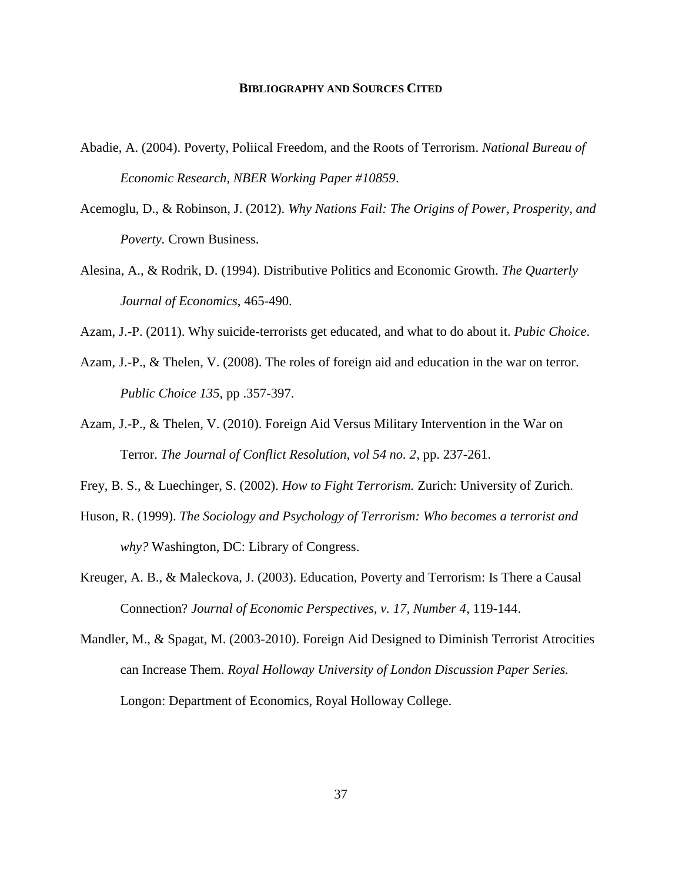## BIBLIOGRAPHY AND SOURCES CITED

Abadie, A. (2004). Poverty, Poliical Freedom, and the Roots of Terrorism. *National Bureau of Economic Research, NBER Working Paper #10859*.

Acemoglu, D., & Robinson, J. (2012). *Why Nations Fail: The Origins of Power, Prosperity, and Poverty.* Crown Business.

Alesina, A., & Rodrik, D. (1994). Distributive Politics and Economic Growth. *The Quarterly Journal of Economics*, 465-490.

Azam, J.-P. (2011). Why suicide-terrorists get educated, and what to do about it. *Pubic Choice*.

Azam, J.-P., & Thelen, V. (2008). The roles of foreign aid and education in the war on terror. *Public Choice 135*, pp .357-397.

Azam, J.-P., & Thelen, V. (2010). Foreign Aid Versus Military Intervention in the War on Terror. *The Journal of Conflict Resolution, vol 54 no. 2*, pp. 237-261.

Frey, B. S., & Luechinger, S. (2002). *How to Fight Terrorism.* Zurich: University of Zurich.

Huson, R. (1999). *The Sociology and Psychology of Terrorism: Who becomes a terrorist and why?* Washington, DC: Library of Congress.

Kreuger, A. B., & Maleckova, J. (2003). Education, Poverty and Terrorism: Is There a Causal Connection? *Journal of Economic Perspectives, v. 17, Number 4*, 119-144.

Mandler, M., & Spagat, M. (2003-2010). Foreign Aid Designed to Diminish Terrorist Atrocities can Increase Them. *Royal Holloway University of London Discussion Paper Series.* Longon: Department of Economics, Royal Holloway College.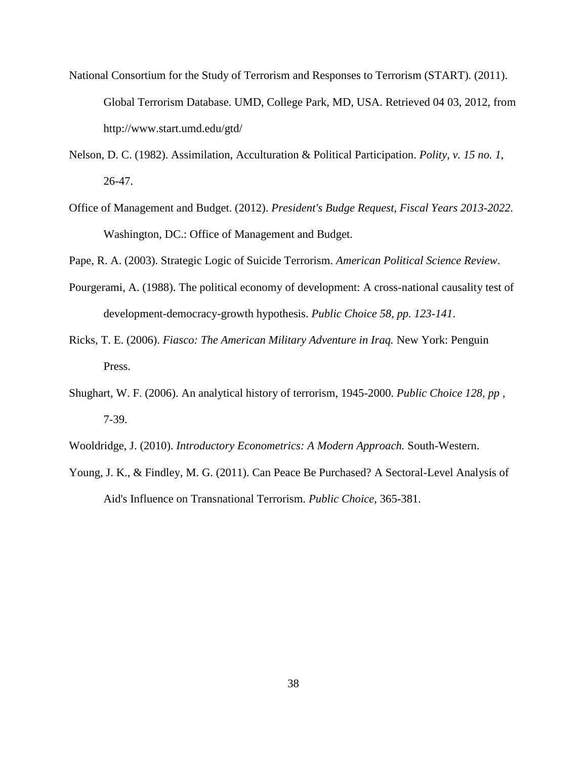National Consortium for the Study of Terrorism and Responses to Terrorism (START). (2011). Global Terrorism Database. UMD, College Park, MD, USA. Retrieved 04 03, 2012, from http://www.start.umd.edu/gtd/

Nelson, D. C. (1982). Assimilation, Acculturation & Political Participation. *Polity, v. 15 no. 1*, 26-47.

Office of Management and Budget. (2012). *President's Budge Request, Fiscal Years 2013-2022*. Washington, DC.: Office of Management and Budget.

Pape, R. A. (2003). Strategic Logic of Suicide Terrorism. *American Political Science Review*.

Pourgerami, A. (1988). The political economy of development: A cross-national causality test of development-democracy-growth hypothesis. *Public Choice 58, pp. 123-141*.

Ricks, T. E. (2006). *Fiasco: The American Military Adventure in Iraq.* New York: Penguin Press.

Shughart, W. F. (2006). An analytical history of terrorism, 1945-2000. *Public Choice 128, pp* , 7-39.

Wooldridge, J. (2010). *Introductory Econometrics: A Modern Approach.* South-Western.

Young, J. K., & Findley, M. G. (2011). Can Peace Be Purchased? A Sectoral-Level Analysis of Aid's Influence on Transnational Terrorism. *Public Choice*, 365-381.